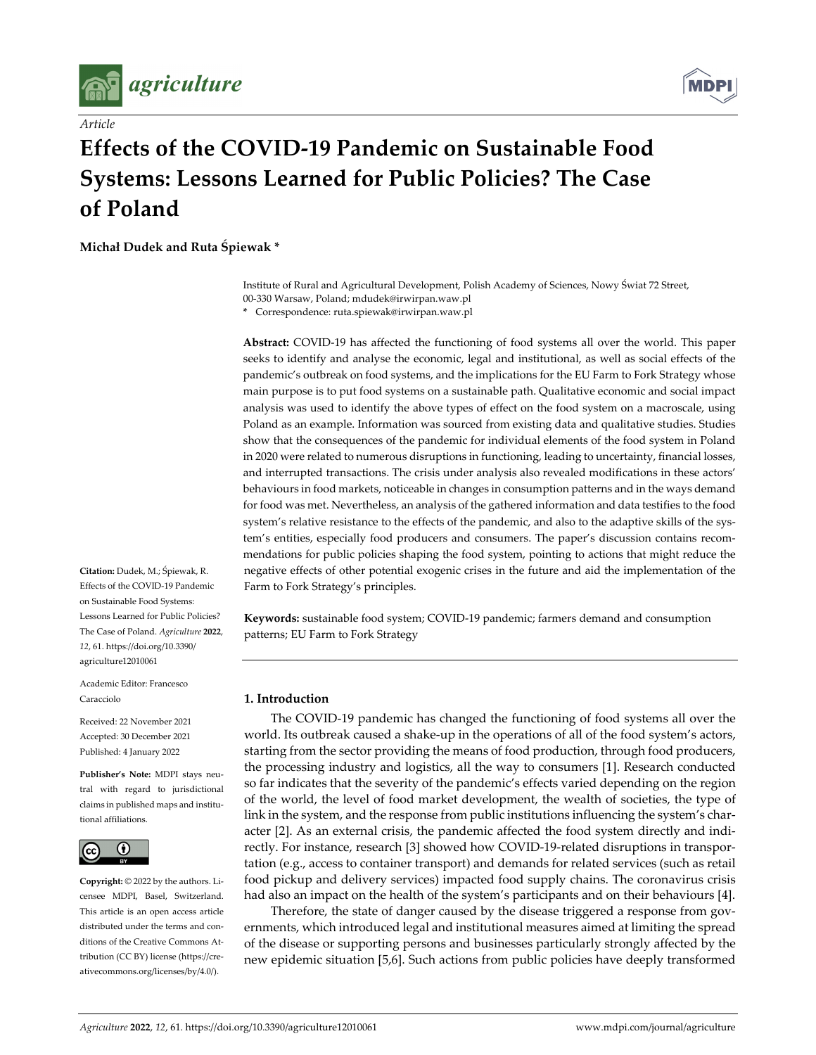*Article*

# Effects of the COVID-19 Pandemic on Sustainable Food Systems: Lessons Learned for Public Policies? The Case of Poland

**Michał Dudek and Ruta Śpiewak ***

Institute of Rural and Agricultural Development, Polish Academy of Sciences, Nowy Świat 72 Street, 00-330 Warsaw, Poland; mdudek@irwirpan.waw.pl

* Correspondence: ruta.spiewak@irwirpan.waw.pl

**Abstract:** COVID-19 has affected the functioning of food systems all over the world. This paper seeks to identify and analyse the economic, legal and institutional, as well as social effects of the pandemic's outbreak on food systems, and the implications for the EU Farm to Fork Strategy whose main purpose is to put food systems on a sustainable path. Qualitative economic and social impact analysis was used to identify the above types of effect on the food system on a macroscale, using Poland as an example. Information was sourced from existing data and qualitative studies. Studies show that the consequences of the pandemic for individual elements of the food system in Poland in 2020 were related to numerous disruptions in functioning, leading to uncertainty, financial losses, and interrupted transactions. The crisis under analysis also revealed modifications in these actors' behaviours in food markets, noticeable in changes in consumption patterns and in the ways demand for food was met. Nevertheless, an analysis of the gathered information and data testifies to the food system's relative resistance to the effects of the pandemic, and also to the adaptive skills of the system's entities, especially food producers and consumers. The paper's discussion contains recommendations for public policies shaping the food system, pointing to actions that might reduce the negative effects of other potential exogenic crises in the future and aid the implementation of the Farm to Fork Strategy's principles.

**Keywords:** sustainable food system; COVID-19 pandemic; farmers demand and consumption patterns; EU Farm to Fork Strategy

**Citation:** Dudek, M.; Śpiewak, R. Effects of the COVID-19 Pandemic on Sustainable Food Systems: Lessons Learned for Public Policies? The Case of Poland. *Agriculture* **2022**, *12*, 61. https://doi.org/10.3390/agriculture12010061

Academic Editor: Francesco Caracciolo

Received: 22 November 2021
Accepted: 30 December 2021
Published: 4 January 2022

**Publisher's Note:** MDPI stays neutral with regard to jurisdictional claims in published maps and institutional affiliations.

**Copyright:** © 2022 by the authors. Licensee MDPI, Basel, Switzerland. This article is an open access article distributed under the terms and conditions of the Creative Commons Attribution (CC BY) license (https://creativecommons.org/licenses/by/4.0/).

## 1. Introduction

The COVID-19 pandemic has changed the functioning of food systems all over the world. Its outbreak caused a shake-up in the operations of all of the food system's actors, starting from the sector providing the means of food production, through food producers, the processing industry and logistics, all the way to consumers [1]. Research conducted so far indicates that the severity of the pandemic's effects varied depending on the region of the world, the level of food market development, the wealth of societies, the type of link in the system, and the response from public institutions influencing the system's character [2]. As an external crisis, the pandemic affected the food system directly and indirectly. For instance, research [3] showed how COVID-19-related disruptions in transportation (e.g., access to container transport) and demands for related services (such as retail food pickup and delivery services) impacted food supply chains. The coronavirus crisis had also an impact on the health of the system's participants and on their behaviours [4].

Therefore, the state of danger caused by the disease triggered a response from governments, which introduced legal and institutional measures aimed at limiting the spread of the disease or supporting persons and businesses particularly strongly affected by the new epidemic situation [5,6]. Such actions from public policies have deeply transformed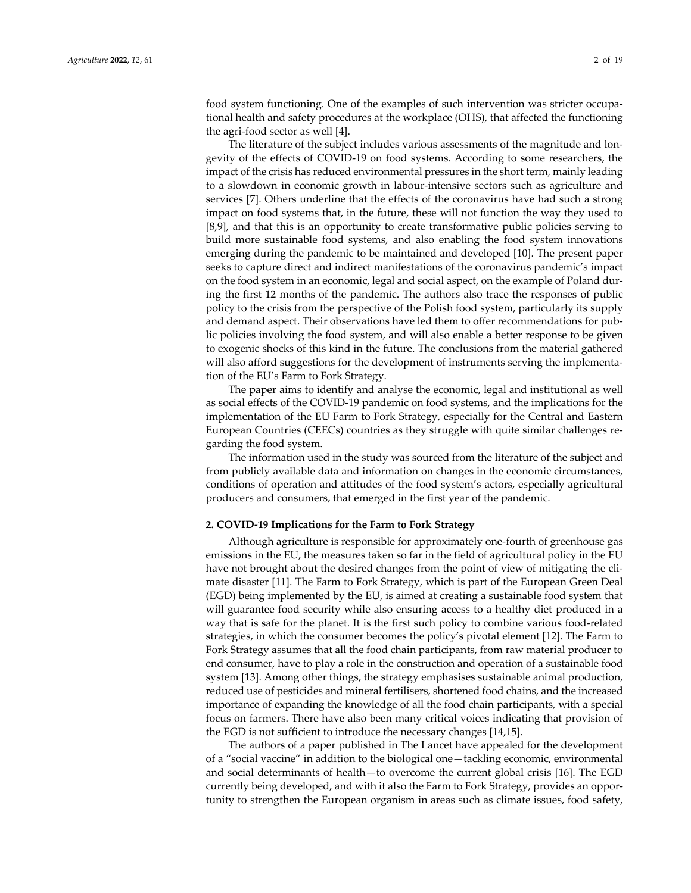food system functioning. One of the examples of such intervention was stricter occupational health and safety procedures at the workplace (OHS), that affected the functioning the agri-food sector as well [4].

The literature of the subject includes various assessments of the magnitude and longevity of the effects of COVID-19 on food systems. According to some researchers, the impact of the crisis has reduced environmental pressures in the short term, mainly leading to a slowdown in economic growth in labour-intensive sectors such as agriculture and services [7]. Others underline that the effects of the coronavirus have had such a strong impact on food systems that, in the future, these will not function the way they used to [8,9], and that this is an opportunity to create transformative public policies serving to build more sustainable food systems, and also enabling the food system innovations emerging during the pandemic to be maintained and developed [10]. The present paper seeks to capture direct and indirect manifestations of the coronavirus pandemic's impact on the food system in an economic, legal and social aspect, on the example of Poland during the first 12 months of the pandemic. The authors also trace the responses of public policy to the crisis from the perspective of the Polish food system, particularly its supply and demand aspect. Their observations have led them to offer recommendations for public policies involving the food system, and will also enable a better response to be given to exogenic shocks of this kind in the future. The conclusions from the material gathered will also afford suggestions for the development of instruments serving the implementation of the EU's Farm to Fork Strategy.

The paper aims to identify and analyse the economic, legal and institutional as well as social effects of the COVID-19 pandemic on food systems, and the implications for the implementation of the EU Farm to Fork Strategy, especially for the Central and Eastern European Countries (CEECs) countries as they struggle with quite similar challenges regarding the food system.

The information used in the study was sourced from the literature of the subject and from publicly available data and information on changes in the economic circumstances, conditions of operation and attitudes of the food system's actors, especially agricultural producers and consumers, that emerged in the first year of the pandemic.

## 2. COVID-19 Implications for the Farm to Fork Strategy

Although agriculture is responsible for approximately one-fourth of greenhouse gas emissions in the EU, the measures taken so far in the field of agricultural policy in the EU have not brought about the desired changes from the point of view of mitigating the climate disaster [11]. The Farm to Fork Strategy, which is part of the European Green Deal (EGD) being implemented by the EU, is aimed at creating a sustainable food system that will guarantee food security while also ensuring access to a healthy diet produced in a way that is safe for the planet. It is the first such policy to combine various food-related strategies, in which the consumer becomes the policy's pivotal element [12]. The Farm to Fork Strategy assumes that all the food chain participants, from raw material producer to end consumer, have to play a role in the construction and operation of a sustainable food system [13]. Among other things, the strategy emphasises sustainable animal production, reduced use of pesticides and mineral fertilisers, shortened food chains, and the increased importance of expanding the knowledge of all the food chain participants, with a special focus on farmers. There have also been many critical voices indicating that provision of the EGD is not sufficient to introduce the necessary changes [14,15].

The authors of a paper published in The Lancet have appealed for the development of a "social vaccine" in addition to the biological one—tackling economic, environmental and social determinants of health—to overcome the current global crisis [16]. The EGD currently being developed, and with it also the Farm to Fork Strategy, provides an opportunity to strengthen the European organism in areas such as climate issues, food safety,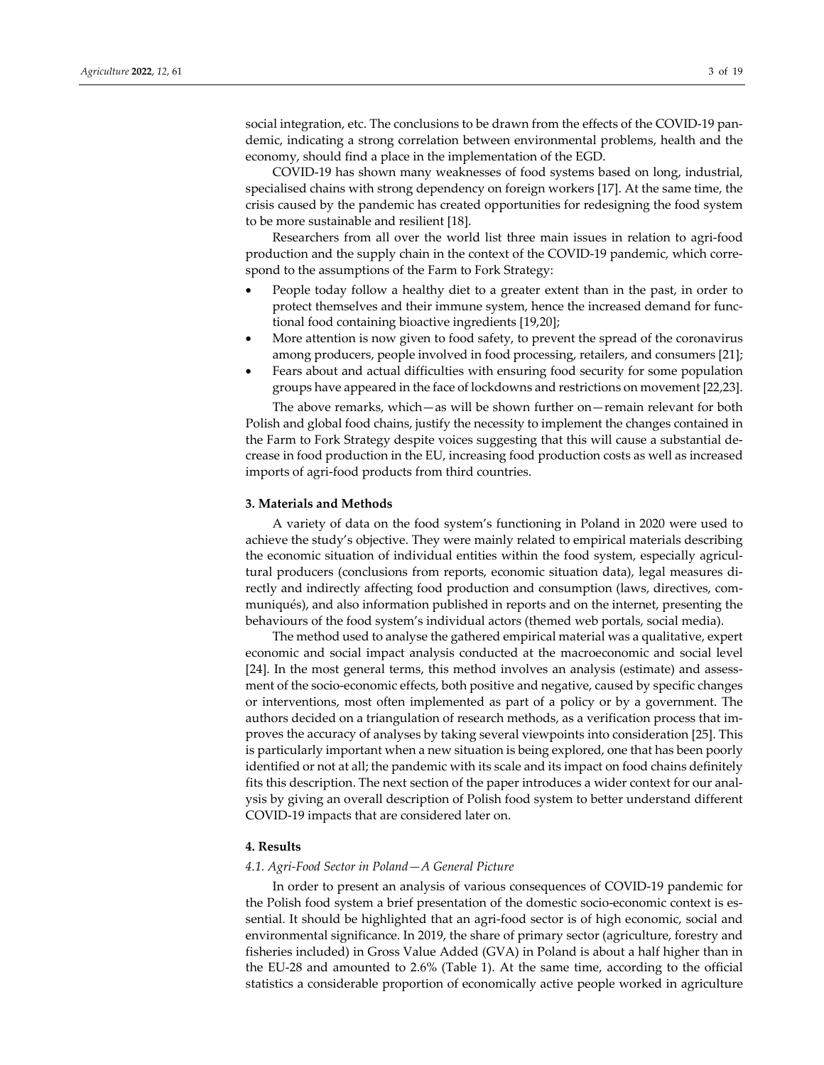social integration, etc. The conclusions to be drawn from the effects of the COVID-19 pandemic, indicating a strong correlation between environmental problems, health and the economy, should find a place in the implementation of the EGD.

COVID-19 has shown many weaknesses of food systems based on long, industrial, specialised chains with strong dependency on foreign workers [17]. At the same time, the crisis caused by the pandemic has created opportunities for redesigning the food system to be more sustainable and resilient [18].

Researchers from all over the world list three main issues in relation to agri-food production and the supply chain in the context of the COVID-19 pandemic, which correspond to the assumptions of the Farm to Fork Strategy:

- People today follow a healthy diet to a greater extent than in the past, in order to protect themselves and their immune system, hence the increased demand for functional food containing bioactive ingredients [19,20];
- More attention is now given to food safety, to prevent the spread of the coronavirus among producers, people involved in food processing, retailers, and consumers [21];
- Fears about and actual difficulties with ensuring food security for some population groups have appeared in the face of lockdowns and restrictions on movement [22,23].

The above remarks, which—as will be shown further on—remain relevant for both Polish and global food chains, justify the necessity to implement the changes contained in the Farm to Fork Strategy despite voices suggesting that this will cause a substantial decrease in food production in the EU, increasing food production costs as well as increased imports of agri-food products from third countries.

### 3. Materials and Methods

A variety of data on the food system's functioning in Poland in 2020 were used to achieve the study's objective. They were mainly related to empirical materials describing the economic situation of individual entities within the food system, especially agricultural producers (conclusions from reports, economic situation data), legal measures directly and indirectly affecting food production and consumption (laws, directives, communiqués), and also information published in reports and on the internet, presenting the behaviours of the food system's individual actors (themed web portals, social media).

The method used to analyse the gathered empirical material was a qualitative, expert economic and social impact analysis conducted at the macroeconomic and social level [24]. In the most general terms, this method involves an analysis (estimate) and assessment of the socio-economic effects, both positive and negative, caused by specific changes or interventions, most often implemented as part of a policy or by a government. The authors decided on a triangulation of research methods, as a verification process that improves the accuracy of analyses by taking several viewpoints into consideration [25]. This is particularly important when a new situation is being explored, one that has been poorly identified or not at all; the pandemic with its scale and its impact on food chains definitely fits this description. The next section of the paper introduces a wider context for our analysis by giving an overall description of Polish food system to better understand different COVID-19 impacts that are considered later on.

### 4. Results

#### *4.1. Agri-Food Sector in Poland—A General Picture*

In order to present an analysis of various consequences of COVID-19 pandemic for the Polish food system a brief presentation of the domestic socio-economic context is essential. It should be highlighted that an agri-food sector is of high economic, social and environmental significance. In 2019, the share of primary sector (agriculture, forestry and fisheries included) in Gross Value Added (GVA) in Poland is about a half higher than in the EU-28 and amounted to 2.6% (Table 1). At the same time, according to the official statistics a considerable proportion of economically active people worked in agriculture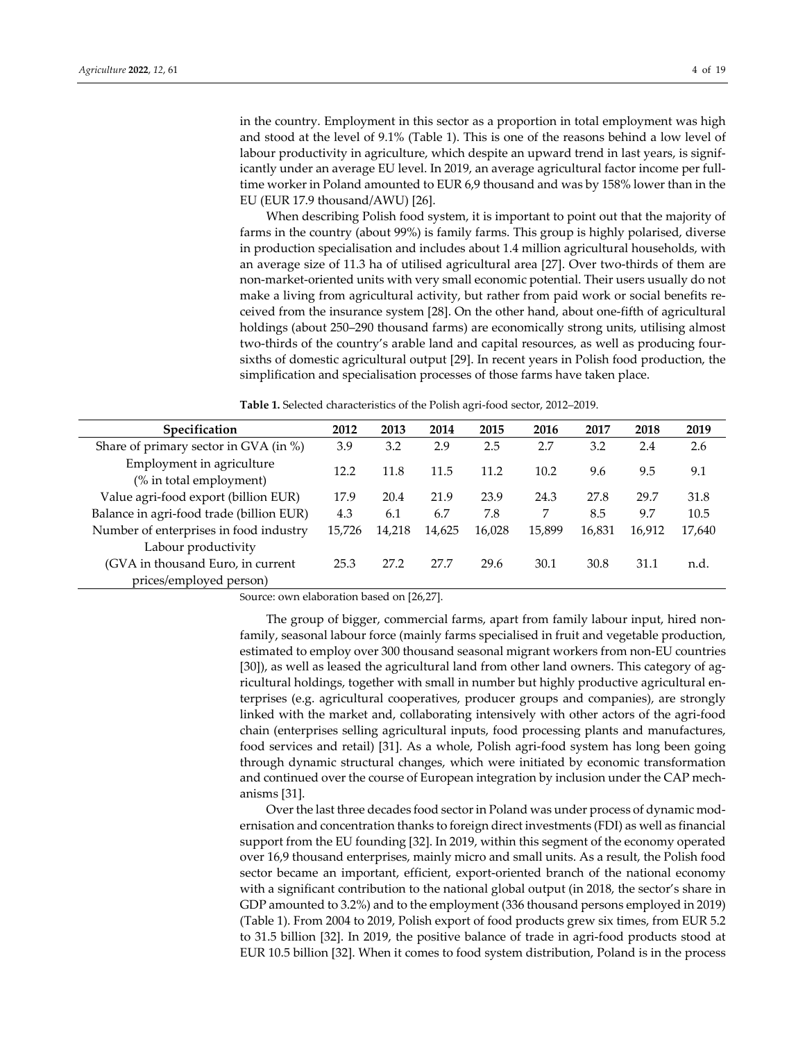in the country. Employment in this sector as a proportion in total employment was high and stood at the level of 9.1% (Table 1). This is one of the reasons behind a low level of labour productivity in agriculture, which despite an upward trend in last years, is significantly under an average EU level. In 2019, an average agricultural factor income per full-time worker in Poland amounted to EUR 6,9 thousand and was by 158% lower than in the EU (EUR 17.9 thousand/AWU) [26].

When describing Polish food system, it is important to point out that the majority of farms in the country (about 99%) is family farms. This group is highly polarised, diverse in production specialisation and includes about 1.4 million agricultural households, with an average size of 11.3 ha of utilised agricultural area [27]. Over two-thirds of them are non-market-oriented units with very small economic potential. Their users usually do not make a living from agricultural activity, but rather from paid work or social benefits received from the insurance system [28]. On the other hand, about one-fifth of agricultural holdings (about 250–290 thousand farms) are economically strong units, utilising almost two-thirds of the country's arable land and capital resources, as well as producing four-sixths of domestic agricultural output [29]. In recent years in Polish food production, the simplification and specialisation processes of those farms have taken place.

**Table 1.** Selected characteristics of the Polish agri-food sector, 2012–2019.

| Specification | 2012 | 2013 | 2014 | 2015 | 2016 | 2017 | 2018 | 2019 |
|---|---|---|---|---|---|---|---|---|
| Share of primary sector in GVA (in %) | 3.9 | 3.2 | 2.9 | 2.5 | 2.7 | 3.2 | 2.4 | 2.6 |
| Employment in agriculture (% in total employment) | 12.2 | 11.8 | 11.5 | 11.2 | 10.2 | 9.6 | 9.5 | 9.1 |
| Value agri-food export (billion EUR) | 17.9 | 20.4 | 21.9 | 23.9 | 24.3 | 27.8 | 29.7 | 31.8 |
| Balance in agri-food trade (billion EUR) | 4.3 | 6.1 | 6.7 | 7.8 | 7 | 8.5 | 9.7 | 10.5 |
| Number of enterprises in food industry | 15,726 | 14,218 | 14,625 | 16,028 | 15,899 | 16,831 | 16,912 | 17,640 |
| Labour productivity (GVA in thousand Euro, in current prices/employed person) | 25.3 | 27.2 | 27.7 | 29.6 | 30.1 | 30.8 | 31.1 | n.d. |

Source: own elaboration based on [26,27].

The group of bigger, commercial farms, apart from family labour input, hired non-family, seasonal labour force (mainly farms specialised in fruit and vegetable production, estimated to employ over 300 thousand seasonal migrant workers from non-EU countries [30]), as well as leased the agricultural land from other land owners. This category of agricultural holdings, together with small in number but highly productive agricultural enterprises (e.g. agricultural cooperatives, producer groups and companies), are strongly linked with the market and, collaborating intensively with other actors of the agri-food chain (enterprises selling agricultural inputs, food processing plants and manufactures, food services and retail) [31]. As a whole, Polish agri-food system has long been going through dynamic structural changes, which were initiated by economic transformation and continued over the course of European integration by inclusion under the CAP mechanisms [31].

Over the last three decades food sector in Poland was under process of dynamic modernisation and concentration thanks to foreign direct investments (FDI) as well as financial support from the EU founding [32]. In 2019, within this segment of the economy operated over 16,9 thousand enterprises, mainly micro and small units. As a result, the Polish food sector became an important, efficient, export-oriented branch of the national economy with a significant contribution to the national global output (in 2018, the sector's share in GDP amounted to 3.2%) and to the employment (336 thousand persons employed in 2019) (Table 1). From 2004 to 2019, Polish export of food products grew six times, from EUR 5.2 to 31.5 billion [32]. In 2019, the positive balance of trade in agri-food products stood at EUR 10.5 billion [32]. When it comes to food system distribution, Poland is in the process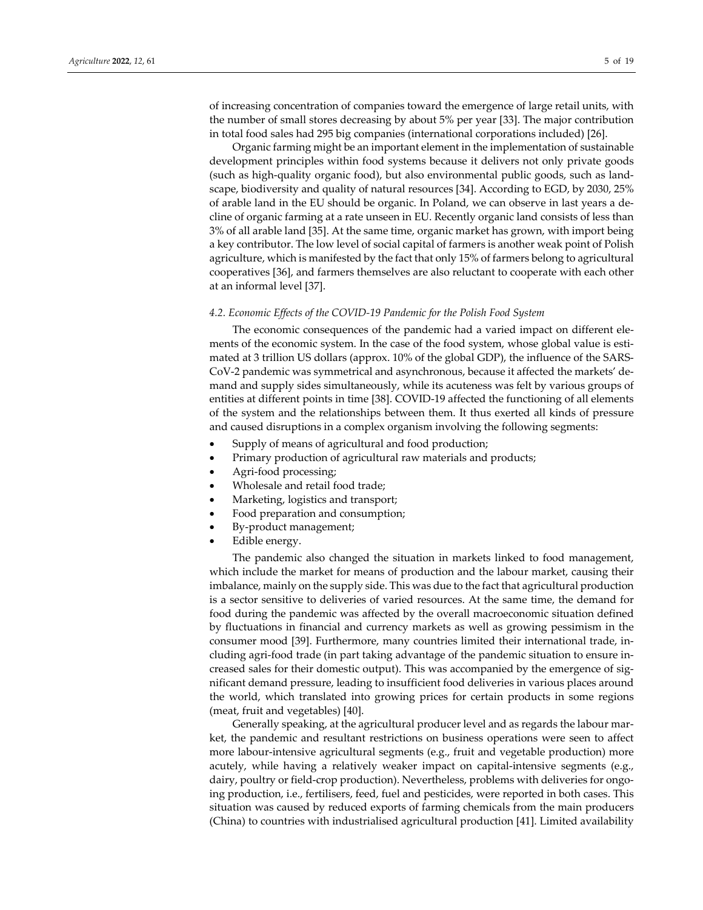of increasing concentration of companies toward the emergence of large retail units, with the number of small stores decreasing by about 5% per year [33]. The major contribution in total food sales had 295 big companies (international corporations included) [26].

Organic farming might be an important element in the implementation of sustainable development principles within food systems because it delivers not only private goods (such as high-quality organic food), but also environmental public goods, such as landscape, biodiversity and quality of natural resources [34]. According to EGD, by 2030, 25% of arable land in the EU should be organic. In Poland, we can observe in last years a decline of organic farming at a rate unseen in EU. Recently organic land consists of less than 3% of all arable land [35]. At the same time, organic market has grown, with import being a key contributor. The low level of social capital of farmers is another weak point of Polish agriculture, which is manifested by the fact that only 15% of farmers belong to agricultural cooperatives [36], and farmers themselves are also reluctant to cooperate with each other at an informal level [37].

### *4.2. Economic Effects of the COVID-19 Pandemic for the Polish Food System*

The economic consequences of the pandemic had a varied impact on different elements of the economic system. In the case of the food system, whose global value is estimated at 3 trillion US dollars (approx. 10% of the global GDP), the influence of the SARS-CoV-2 pandemic was symmetrical and asynchronous, because it affected the markets' demand and supply sides simultaneously, while its acuteness was felt by various groups of entities at different points in time [38]. COVID-19 affected the functioning of all elements of the system and the relationships between them. It thus exerted all kinds of pressure and caused disruptions in a complex organism involving the following segments:

- Supply of means of agricultural and food production;
- Primary production of agricultural raw materials and products;
- Agri-food processing;
- Wholesale and retail food trade;
- Marketing, logistics and transport;
- Food preparation and consumption;
- By-product management;
- Edible energy.

The pandemic also changed the situation in markets linked to food management, which include the market for means of production and the labour market, causing their imbalance, mainly on the supply side. This was due to the fact that agricultural production is a sector sensitive to deliveries of varied resources. At the same time, the demand for food during the pandemic was affected by the overall macroeconomic situation defined by fluctuations in financial and currency markets as well as growing pessimism in the consumer mood [39]. Furthermore, many countries limited their international trade, including agri-food trade (in part taking advantage of the pandemic situation to ensure increased sales for their domestic output). This was accompanied by the emergence of significant demand pressure, leading to insufficient food deliveries in various places around the world, which translated into growing prices for certain products in some regions (meat, fruit and vegetables) [40].

Generally speaking, at the agricultural producer level and as regards the labour market, the pandemic and resultant restrictions on business operations were seen to affect more labour-intensive agricultural segments (e.g., fruit and vegetable production) more acutely, while having a relatively weaker impact on capital-intensive segments (e.g., dairy, poultry or field-crop production). Nevertheless, problems with deliveries for ongoing production, i.e., fertilisers, feed, fuel and pesticides, were reported in both cases. This situation was caused by reduced exports of farming chemicals from the main producers (China) to countries with industrialised agricultural production [41]. Limited availability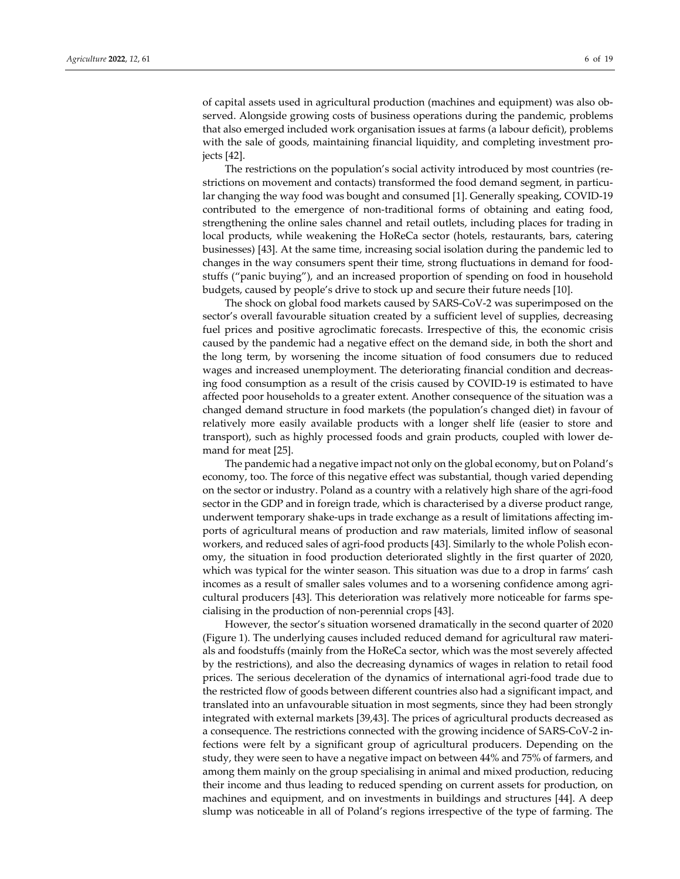of capital assets used in agricultural production (machines and equipment) was also observed. Alongside growing costs of business operations during the pandemic, problems that also emerged included work organisation issues at farms (a labour deficit), problems with the sale of goods, maintaining financial liquidity, and completing investment projects [42].

The restrictions on the population's social activity introduced by most countries (restrictions on movement and contacts) transformed the food demand segment, in particular changing the way food was bought and consumed [1]. Generally speaking, COVID-19 contributed to the emergence of non-traditional forms of obtaining and eating food, strengthening the online sales channel and retail outlets, including places for trading in local products, while weakening the HoReCa sector (hotels, restaurants, bars, catering businesses) [43]. At the same time, increasing social isolation during the pandemic led to changes in the way consumers spent their time, strong fluctuations in demand for foodstuffs ("panic buying"), and an increased proportion of spending on food in household budgets, caused by people's drive to stock up and secure their future needs [10].

The shock on global food markets caused by SARS-CoV-2 was superimposed on the sector's overall favourable situation created by a sufficient level of supplies, decreasing fuel prices and positive agroclimatic forecasts. Irrespective of this, the economic crisis caused by the pandemic had a negative effect on the demand side, in both the short and the long term, by worsening the income situation of food consumers due to reduced wages and increased unemployment. The deteriorating financial condition and decreasing food consumption as a result of the crisis caused by COVID-19 is estimated to have affected poor households to a greater extent. Another consequence of the situation was a changed demand structure in food markets (the population's changed diet) in favour of relatively more easily available products with a longer shelf life (easier to store and transport), such as highly processed foods and grain products, coupled with lower demand for meat [25].

The pandemic had a negative impact not only on the global economy, but on Poland's economy, too. The force of this negative effect was substantial, though varied depending on the sector or industry. Poland as a country with a relatively high share of the agri-food sector in the GDP and in foreign trade, which is characterised by a diverse product range, underwent temporary shake-ups in trade exchange as a result of limitations affecting imports of agricultural means of production and raw materials, limited inflow of seasonal workers, and reduced sales of agri-food products [43]. Similarly to the whole Polish economy, the situation in food production deteriorated slightly in the first quarter of 2020, which was typical for the winter season. This situation was due to a drop in farms' cash incomes as a result of smaller sales volumes and to a worsening confidence among agricultural producers [43]. This deterioration was relatively more noticeable for farms specialising in the production of non-perennial crops [43].

However, the sector's situation worsened dramatically in the second quarter of 2020 (Figure 1). The underlying causes included reduced demand for agricultural raw materials and foodstuffs (mainly from the HoReCa sector, which was the most severely affected by the restrictions), and also the decreasing dynamics of wages in relation to retail food prices. The serious deceleration of the dynamics of international agri-food trade due to the restricted flow of goods between different countries also had a significant impact, and translated into an unfavourable situation in most segments, since they had been strongly integrated with external markets [39,43]. The prices of agricultural products decreased as a consequence. The restrictions connected with the growing incidence of SARS-CoV-2 infections were felt by a significant group of agricultural producers. Depending on the study, they were seen to have a negative impact on between 44% and 75% of farmers, and among them mainly on the group specialising in animal and mixed production, reducing their income and thus leading to reduced spending on current assets for production, on machines and equipment, and on investments in buildings and structures [44]. A deep slump was noticeable in all of Poland's regions irrespective of the type of farming. The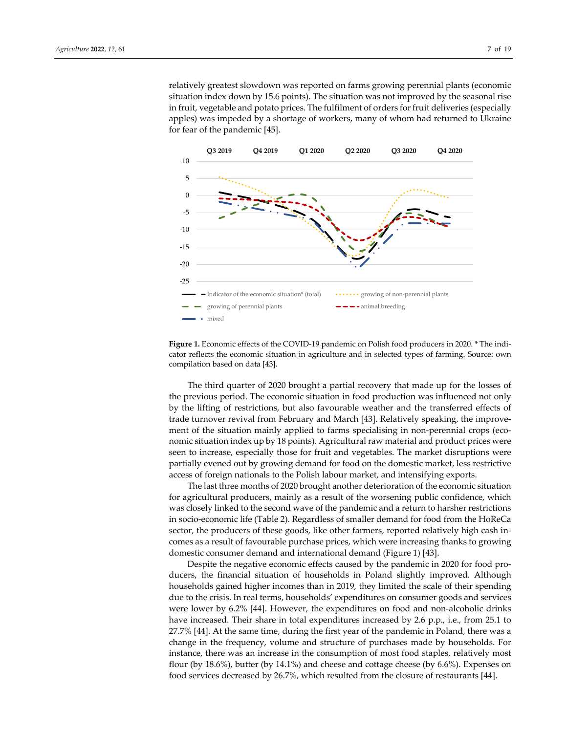relatively greatest slowdown was reported on farms growing perennial plants (economic situation index down by 15.6 points). The situation was not improved by the seasonal rise in fruit, vegetable and potato prices. The fulfilment of orders for fruit deliveries (especially apples) was impeded by a shortage of workers, many of whom had returned to Ukraine for fear of the pandemic [45].

**Figure 1.** Economic effects of the COVID-19 pandemic on Polish food producers in 2020. * The indicator reflects the economic situation in agriculture and in selected types of farming. Source: own compilation based on data [43].

The third quarter of 2020 brought a partial recovery that made up for the losses of the previous period. The economic situation in food production was influenced not only by the lifting of restrictions, but also favourable weather and the transferred effects of trade turnover revival from February and March [43]. Relatively speaking, the improvement of the situation mainly applied to farms specialising in non-perennial crops (economic situation index up by 18 points). Agricultural raw material and product prices were seen to increase, especially those for fruit and vegetables. The market disruptions were partially evened out by growing demand for food on the domestic market, less restrictive access of foreign nationals to the Polish labour market, and intensifying exports.

The last three months of 2020 brought another deterioration of the economic situation for agricultural producers, mainly as a result of the worsening public confidence, which was closely linked to the second wave of the pandemic and a return to harsher restrictions in socio-economic life (Table 2). Regardless of smaller demand for food from the HoReCa sector, the producers of these goods, like other farmers, reported relatively high cash incomes as a result of favourable purchase prices, which were increasing thanks to growing domestic consumer demand and international demand (Figure 1) [43].

Despite the negative economic effects caused by the pandemic in 2020 for food producers, the financial situation of households in Poland slightly improved. Although households gained higher incomes than in 2019, they limited the scale of their spending due to the crisis. In real terms, households' expenditures on consumer goods and services were lower by 6.2% [44]. However, the expenditures on food and non-alcoholic drinks have increased. Their share in total expenditures increased by 2.6 p.p., i.e., from 25.1 to 27.7% [44]. At the same time, during the first year of the pandemic in Poland, there was a change in the frequency, volume and structure of purchases made by households. For instance, there was an increase in the consumption of most food staples, relatively most flour (by 18.6%), butter (by 14.1%) and cheese and cottage cheese (by 6.6%). Expenses on food services decreased by 26.7%, which resulted from the closure of restaurants [44].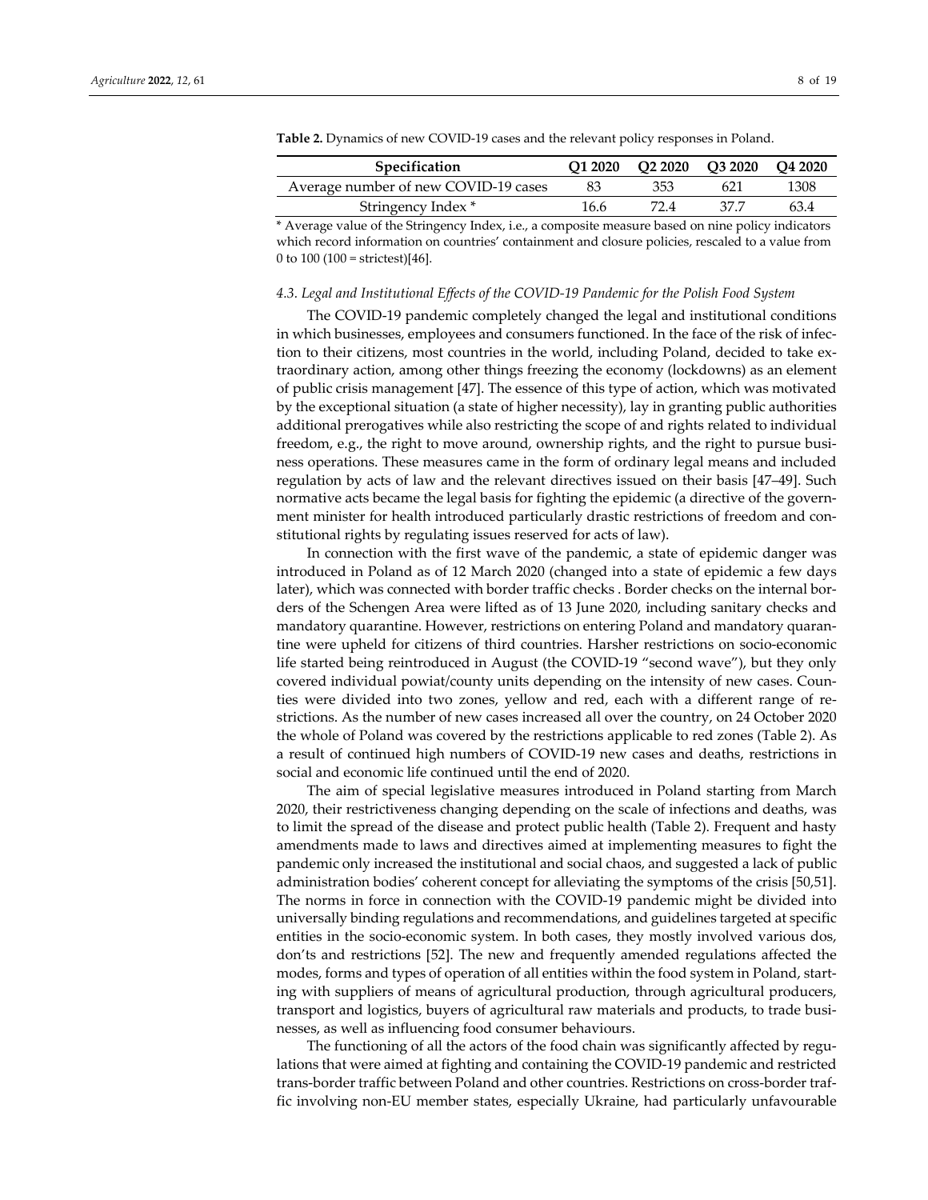**Table 2.** Dynamics of new COVID-19 cases and the relevant policy responses in Poland.

| Specification | Q1 2020 | Q2 2020 | Q3 2020 | Q4 2020 |
|---|---|---|---|---|
| Average number of new COVID-19 cases | 83 | 353 | 621 | 1308 |
| Stringency Index * | 16.6 | 72.4 | 37.7 | 63.4 |

* Average value of the Stringency Index, i.e., a composite measure based on nine policy indicators which record information on countries' containment and closure policies, rescaled to a value from 0 to 100 (100 = strictest)[46].

### 4.3. Legal and Institutional Effects of the COVID-19 Pandemic for the Polish Food System

The COVID-19 pandemic completely changed the legal and institutional conditions in which businesses, employees and consumers functioned. In the face of the risk of infection to their citizens, most countries in the world, including Poland, decided to take extraordinary action, among other things freezing the economy (lockdowns) as an element of public crisis management [47]. The essence of this type of action, which was motivated by the exceptional situation (a state of higher necessity), lay in granting public authorities additional prerogatives while also restricting the scope of and rights related to individual freedom, e.g., the right to move around, ownership rights, and the right to pursue business operations. These measures came in the form of ordinary legal means and included regulation by acts of law and the relevant directives issued on their basis [47–49]. Such normative acts became the legal basis for fighting the epidemic (a directive of the government minister for health introduced particularly drastic restrictions of freedom and constitutional rights by regulating issues reserved for acts of law).

In connection with the first wave of the pandemic, a state of epidemic danger was introduced in Poland as of 12 March 2020 (changed into a state of epidemic a few days later), which was connected with border traffic checks . Border checks on the internal borders of the Schengen Area were lifted as of 13 June 2020, including sanitary checks and mandatory quarantine. However, restrictions on entering Poland and mandatory quarantine were upheld for citizens of third countries. Harsher restrictions on socio-economic life started being reintroduced in August (the COVID-19 "second wave"), but they only covered individual powiat/county units depending on the intensity of new cases. Counties were divided into two zones, yellow and red, each with a different range of restrictions. As the number of new cases increased all over the country, on 24 October 2020 the whole of Poland was covered by the restrictions applicable to red zones (Table 2). As a result of continued high numbers of COVID-19 new cases and deaths, restrictions in social and economic life continued until the end of 2020.

The aim of special legislative measures introduced in Poland starting from March 2020, their restrictiveness changing depending on the scale of infections and deaths, was to limit the spread of the disease and protect public health (Table 2). Frequent and hasty amendments made to laws and directives aimed at implementing measures to fight the pandemic only increased the institutional and social chaos, and suggested a lack of public administration bodies' coherent concept for alleviating the symptoms of the crisis [50,51]. The norms in force in connection with the COVID-19 pandemic might be divided into universally binding regulations and recommendations, and guidelines targeted at specific entities in the socio-economic system. In both cases, they mostly involved various dos, don'ts and restrictions [52]. The new and frequently amended regulations affected the modes, forms and types of operation of all entities within the food system in Poland, starting with suppliers of means of agricultural production, through agricultural producers, transport and logistics, buyers of agricultural raw materials and products, to trade businesses, as well as influencing food consumer behaviours.

The functioning of all the actors of the food chain was significantly affected by regulations that were aimed at fighting and containing the COVID-19 pandemic and restricted trans-border traffic between Poland and other countries. Restrictions on cross-border traffic involving non-EU member states, especially Ukraine, had particularly unfavourable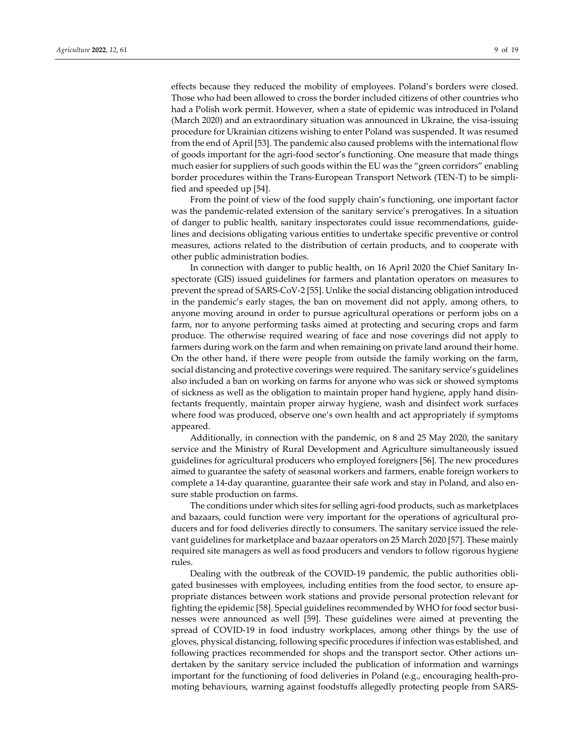effects because they reduced the mobility of employees. Poland's borders were closed. Those who had been allowed to cross the border included citizens of other countries who had a Polish work permit. However, when a state of epidemic was introduced in Poland (March 2020) and an extraordinary situation was announced in Ukraine, the visa-issuing procedure for Ukrainian citizens wishing to enter Poland was suspended. It was resumed from the end of April [53]. The pandemic also caused problems with the international flow of goods important for the agri-food sector's functioning. One measure that made things much easier for suppliers of such goods within the EU was the "green corridors" enabling border procedures within the Trans-European Transport Network (TEN-T) to be simplified and speeded up [54].

From the point of view of the food supply chain's functioning, one important factor was the pandemic-related extension of the sanitary service's prerogatives. In a situation of danger to public health, sanitary inspectorates could issue recommendations, guidelines and decisions obligating various entities to undertake specific preventive or control measures, actions related to the distribution of certain products, and to cooperate with other public administration bodies.

In connection with danger to public health, on 16 April 2020 the Chief Sanitary Inspectorate (GIS) issued guidelines for farmers and plantation operators on measures to prevent the spread of SARS-CoV-2 [55]. Unlike the social distancing obligation introduced in the pandemic's early stages, the ban on movement did not apply, among others, to anyone moving around in order to pursue agricultural operations or perform jobs on a farm, nor to anyone performing tasks aimed at protecting and securing crops and farm produce. The otherwise required wearing of face and nose coverings did not apply to farmers during work on the farm and when remaining on private land around their home. On the other hand, if there were people from outside the family working on the farm, social distancing and protective coverings were required. The sanitary service's guidelines also included a ban on working on farms for anyone who was sick or showed symptoms of sickness as well as the obligation to maintain proper hand hygiene, apply hand disinfectants frequently, maintain proper airway hygiene, wash and disinfect work surfaces where food was produced, observe one's own health and act appropriately if symptoms appeared.

Additionally, in connection with the pandemic, on 8 and 25 May 2020, the sanitary service and the Ministry of Rural Development and Agriculture simultaneously issued guidelines for agricultural producers who employed foreigners [56]. The new procedures aimed to guarantee the safety of seasonal workers and farmers, enable foreign workers to complete a 14-day quarantine, guarantee their safe work and stay in Poland, and also ensure stable production on farms.

The conditions under which sites for selling agri-food products, such as marketplaces and bazaars, could function were very important for the operations of agricultural producers and for food deliveries directly to consumers. The sanitary service issued the relevant guidelines for marketplace and bazaar operators on 25 March 2020 [57]. These mainly required site managers as well as food producers and vendors to follow rigorous hygiene rules.

Dealing with the outbreak of the COVID-19 pandemic, the public authorities obligated businesses with employees, including entities from the food sector, to ensure appropriate distances between work stations and provide personal protection relevant for fighting the epidemic [58]. Special guidelines recommended by WHO for food sector businesses were announced as well [59]. These guidelines were aimed at preventing the spread of COVID-19 in food industry workplaces, among other things by the use of gloves, physical distancing, following specific procedures if infection was established, and following practices recommended for shops and the transport sector. Other actions undertaken by the sanitary service included the publication of information and warnings important for the functioning of food deliveries in Poland (e.g., encouraging health-promoting behaviours, warning against foodstuffs allegedly protecting people from SARS-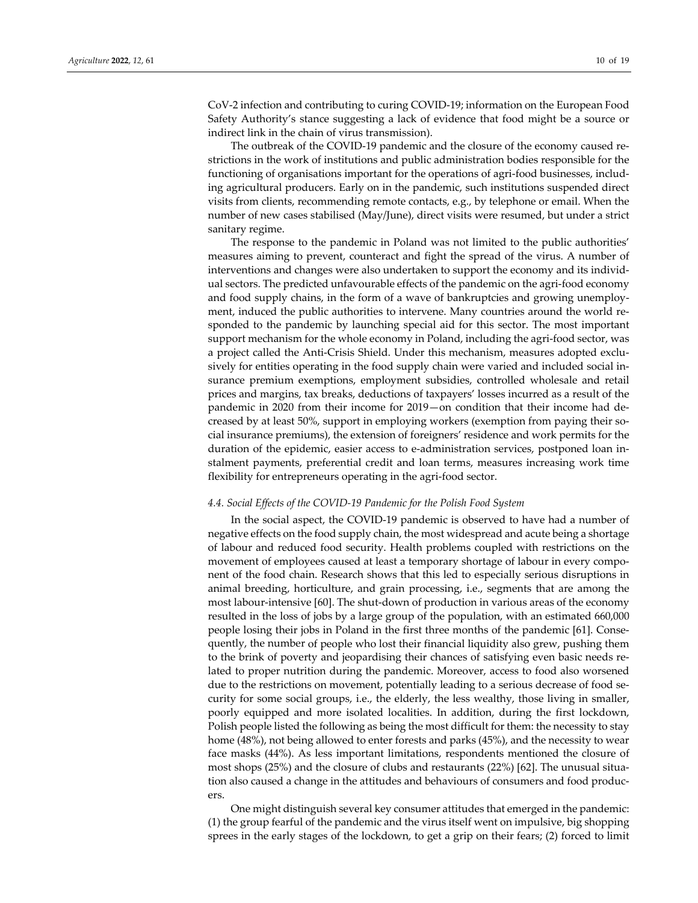CoV-2 infection and contributing to curing COVID-19; information on the European Food Safety Authority's stance suggesting a lack of evidence that food might be a source or indirect link in the chain of virus transmission).

The outbreak of the COVID-19 pandemic and the closure of the economy caused restrictions in the work of institutions and public administration bodies responsible for the functioning of organisations important for the operations of agri-food businesses, including agricultural producers. Early on in the pandemic, such institutions suspended direct visits from clients, recommending remote contacts, e.g., by telephone or email. When the number of new cases stabilised (May/June), direct visits were resumed, but under a strict sanitary regime.

The response to the pandemic in Poland was not limited to the public authorities' measures aiming to prevent, counteract and fight the spread of the virus. A number of interventions and changes were also undertaken to support the economy and its individual sectors. The predicted unfavourable effects of the pandemic on the agri-food economy and food supply chains, in the form of a wave of bankruptcies and growing unemployment, induced the public authorities to intervene. Many countries around the world responded to the pandemic by launching special aid for this sector. The most important support mechanism for the whole economy in Poland, including the agri-food sector, was a project called the Anti-Crisis Shield. Under this mechanism, measures adopted exclusively for entities operating in the food supply chain were varied and included social insurance premium exemptions, employment subsidies, controlled wholesale and retail prices and margins, tax breaks, deductions of taxpayers' losses incurred as a result of the pandemic in 2020 from their income for 2019—on condition that their income had decreased by at least 50%, support in employing workers (exemption from paying their social insurance premiums), the extension of foreigners' residence and work permits for the duration of the epidemic, easier access to e-administration services, postponed loan instalment payments, preferential credit and loan terms, measures increasing work time flexibility for entrepreneurs operating in the agri-food sector.

### *4.4. Social Effects of the COVID-19 Pandemic for the Polish Food System*

In the social aspect, the COVID-19 pandemic is observed to have had a number of negative effects on the food supply chain, the most widespread and acute being a shortage of labour and reduced food security. Health problems coupled with restrictions on the movement of employees caused at least a temporary shortage of labour in every component of the food chain. Research shows that this led to especially serious disruptions in animal breeding, horticulture, and grain processing, i.e., segments that are among the most labour-intensive [60]. The shut-down of production in various areas of the economy resulted in the loss of jobs by a large group of the population, with an estimated 660,000 people losing their jobs in Poland in the first three months of the pandemic [61]. Consequently, the number of people who lost their financial liquidity also grew, pushing them to the brink of poverty and jeopardising their chances of satisfying even basic needs related to proper nutrition during the pandemic. Moreover, access to food also worsened due to the restrictions on movement, potentially leading to a serious decrease of food security for some social groups, i.e., the elderly, the less wealthy, those living in smaller, poorly equipped and more isolated localities. In addition, during the first lockdown, Polish people listed the following as being the most difficult for them: the necessity to stay home (48%), not being allowed to enter forests and parks (45%), and the necessity to wear face masks (44%). As less important limitations, respondents mentioned the closure of most shops (25%) and the closure of clubs and restaurants (22%) [62]. The unusual situation also caused a change in the attitudes and behaviours of consumers and food producers.

One might distinguish several key consumer attitudes that emerged in the pandemic: (1) the group fearful of the pandemic and the virus itself went on impulsive, big shopping sprees in the early stages of the lockdown, to get a grip on their fears; (2) forced to limit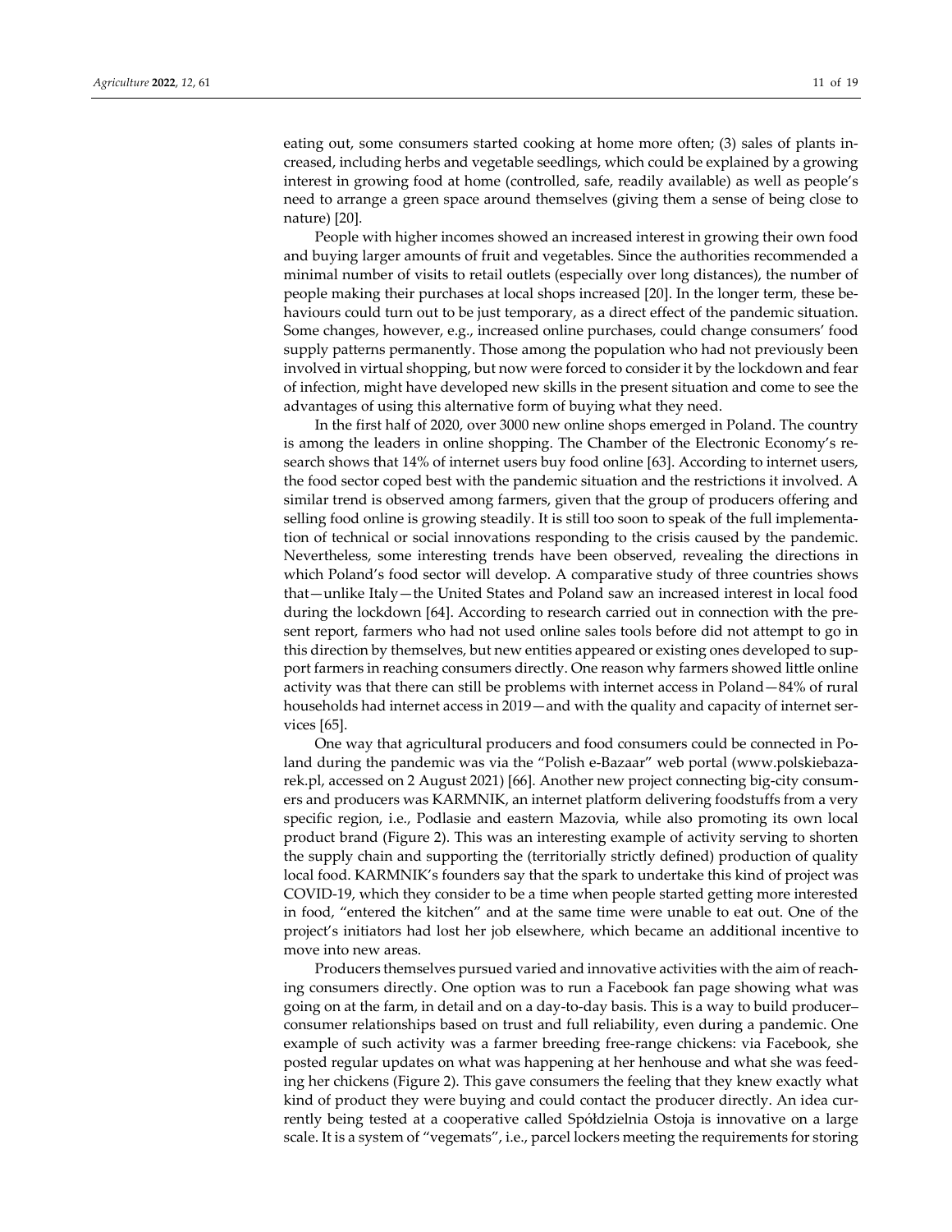eating out, some consumers started cooking at home more often; (3) sales of plants increased, including herbs and vegetable seedlings, which could be explained by a growing interest in growing food at home (controlled, safe, readily available) as well as people's need to arrange a green space around themselves (giving them a sense of being close to nature) [20].

People with higher incomes showed an increased interest in growing their own food and buying larger amounts of fruit and vegetables. Since the authorities recommended a minimal number of visits to retail outlets (especially over long distances), the number of people making their purchases at local shops increased [20]. In the longer term, these behaviours could turn out to be just temporary, as a direct effect of the pandemic situation. Some changes, however, e.g., increased online purchases, could change consumers' food supply patterns permanently. Those among the population who had not previously been involved in virtual shopping, but now were forced to consider it by the lockdown and fear of infection, might have developed new skills in the present situation and come to see the advantages of using this alternative form of buying what they need.

In the first half of 2020, over 3000 new online shops emerged in Poland. The country is among the leaders in online shopping. The Chamber of the Electronic Economy's research shows that 14% of internet users buy food online [63]. According to internet users, the food sector coped best with the pandemic situation and the restrictions it involved. A similar trend is observed among farmers, given that the group of producers offering and selling food online is growing steadily. It is still too soon to speak of the full implementation of technical or social innovations responding to the crisis caused by the pandemic. Nevertheless, some interesting trends have been observed, revealing the directions in which Poland's food sector will develop. A comparative study of three countries shows that—unlike Italy—the United States and Poland saw an increased interest in local food during the lockdown [64]. According to research carried out in connection with the present report, farmers who had not used online sales tools before did not attempt to go in this direction by themselves, but new entities appeared or existing ones developed to support farmers in reaching consumers directly. One reason why farmers showed little online activity was that there can still be problems with internet access in Poland—84% of rural households had internet access in 2019—and with the quality and capacity of internet services [65].

One way that agricultural producers and food consumers could be connected in Poland during the pandemic was via the "Polish e-Bazaar" web portal (www.polskiebazarek.pl, accessed on 2 August 2021) [66]. Another new project connecting big-city consumers and producers was KARMNIK, an internet platform delivering foodstuffs from a very specific region, i.e., Podlasie and eastern Mazovia, while also promoting its own local product brand (Figure 2). This was an interesting example of activity serving to shorten the supply chain and supporting the (territorially strictly defined) production of quality local food. KARMNIK's founders say that the spark to undertake this kind of project was COVID-19, which they consider to be a time when people started getting more interested in food, "entered the kitchen" and at the same time were unable to eat out. One of the project's initiators had lost her job elsewhere, which became an additional incentive to move into new areas.

Producers themselves pursued varied and innovative activities with the aim of reaching consumers directly. One option was to run a Facebook fan page showing what was going on at the farm, in detail and on a day-to-day basis. This is a way to build producer–consumer relationships based on trust and full reliability, even during a pandemic. One example of such activity was a farmer breeding free-range chickens: via Facebook, she posted regular updates on what was happening at her henhouse and what she was feeding her chickens (Figure 2). This gave consumers the feeling that they knew exactly what kind of product they were buying and could contact the producer directly. An idea currently being tested at a cooperative called Spółdzielnia Ostoja is innovative on a large scale. It is a system of "vegemats", i.e., parcel lockers meeting the requirements for storing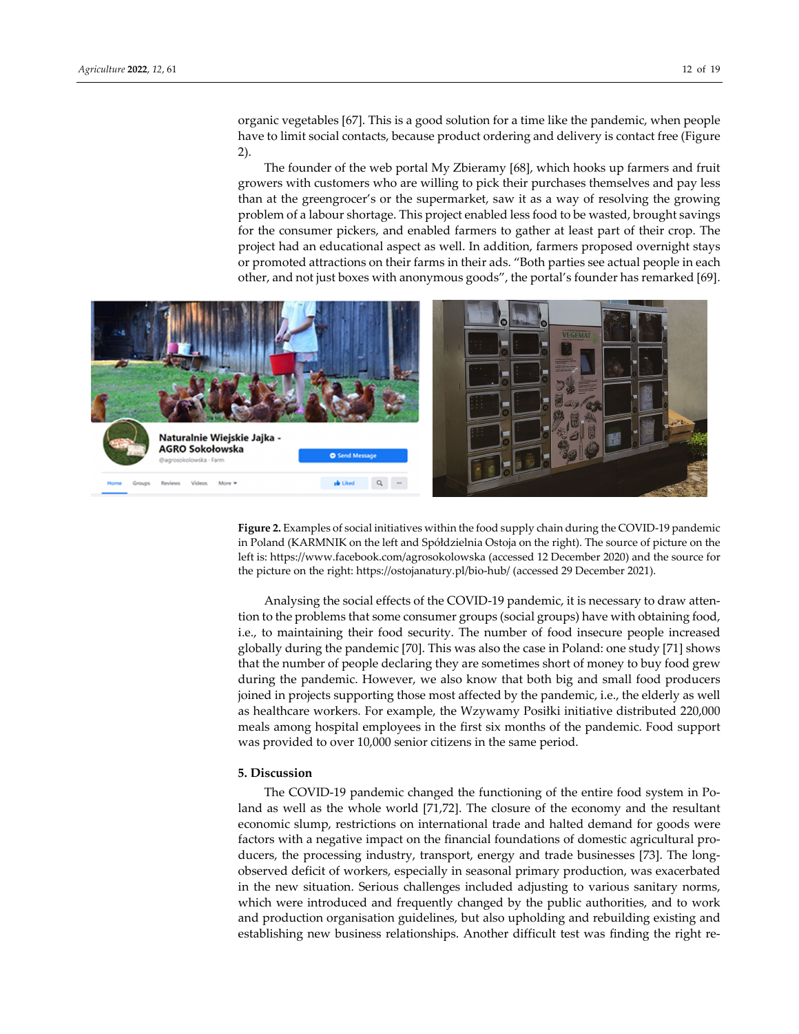organic vegetables [67]. This is a good solution for a time like the pandemic, when people have to limit social contacts, because product ordering and delivery is contact free (Figure 2).

The founder of the web portal My Zbieramy [68], which hooks up farmers and fruit growers with customers who are willing to pick their purchases themselves and pay less than at the greengrocer's or the supermarket, saw it as a way of resolving the growing problem of a labour shortage. This project enabled less food to be wasted, brought savings for the consumer pickers, and enabled farmers to gather at least part of their crop. The project had an educational aspect as well. In addition, farmers proposed overnight stays or promoted attractions on their farms in their ads. "Both parties see actual people in each other, and not just boxes with anonymous goods", the portal's founder has remarked [69].

**Figure 2.** Examples of social initiatives within the food supply chain during the COVID-19 pandemic in Poland (KARMNIK on the left and Spółdzielnia Ostoja on the right). The source of picture on the left is: https://www.facebook.com/agrosokolowska (accessed 12 December 2020) and the source for the picture on the right: https://ostojanatury.pl/bio-hub/ (accessed 29 December 2021).

Analysing the social effects of the COVID-19 pandemic, it is necessary to draw attention to the problems that some consumer groups (social groups) have with obtaining food, i.e., to maintaining their food security. The number of food insecure people increased globally during the pandemic [70]. This was also the case in Poland: one study [71] shows that the number of people declaring they are sometimes short of money to buy food grew during the pandemic. However, we also know that both big and small food producers joined in projects supporting those most affected by the pandemic, i.e., the elderly as well as healthcare workers. For example, the Wzywamy Posiłki initiative distributed 220,000 meals among hospital employees in the first six months of the pandemic. Food support was provided to over 10,000 senior citizens in the same period.

## 5. Discussion

The COVID-19 pandemic changed the functioning of the entire food system in Poland as well as the whole world [71,72]. The closure of the economy and the resultant economic slump, restrictions on international trade and halted demand for goods were factors with a negative impact on the financial foundations of domestic agricultural producers, the processing industry, transport, energy and trade businesses [73]. The long-observed deficit of workers, especially in seasonal primary production, was exacerbated in the new situation. Serious challenges included adjusting to various sanitary norms, which were introduced and frequently changed by the public authorities, and to work and production organisation guidelines, but also upholding and rebuilding existing and establishing new business relationships. Another difficult test was finding the right re-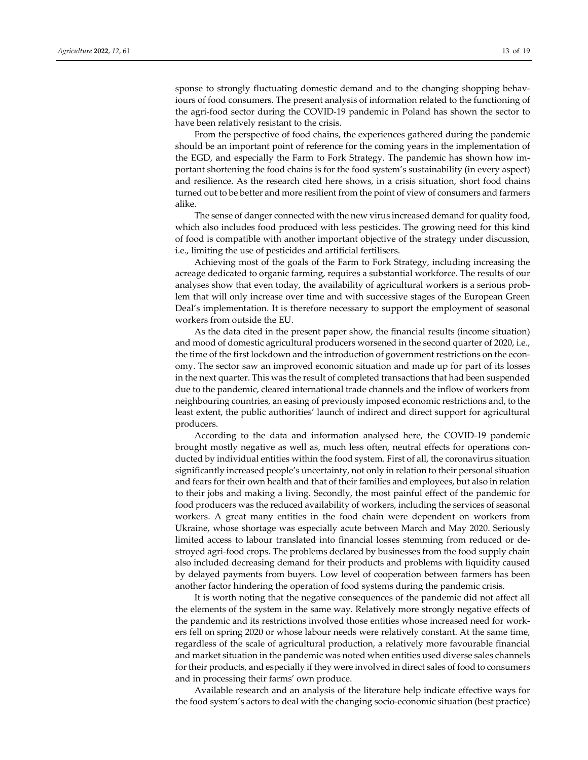sponse to strongly fluctuating domestic demand and to the changing shopping behaviours of food consumers. The present analysis of information related to the functioning of the agri-food sector during the COVID-19 pandemic in Poland has shown the sector to have been relatively resistant to the crisis.

From the perspective of food chains, the experiences gathered during the pandemic should be an important point of reference for the coming years in the implementation of the EGD, and especially the Farm to Fork Strategy. The pandemic has shown how important shortening the food chains is for the food system's sustainability (in every aspect) and resilience. As the research cited here shows, in a crisis situation, short food chains turned out to be better and more resilient from the point of view of consumers and farmers alike.

The sense of danger connected with the new virus increased demand for quality food, which also includes food produced with less pesticides. The growing need for this kind of food is compatible with another important objective of the strategy under discussion, i.e., limiting the use of pesticides and artificial fertilisers.

Achieving most of the goals of the Farm to Fork Strategy, including increasing the acreage dedicated to organic farming, requires a substantial workforce. The results of our analyses show that even today, the availability of agricultural workers is a serious problem that will only increase over time and with successive stages of the European Green Deal's implementation. It is therefore necessary to support the employment of seasonal workers from outside the EU.

As the data cited in the present paper show, the financial results (income situation) and mood of domestic agricultural producers worsened in the second quarter of 2020, i.e., the time of the first lockdown and the introduction of government restrictions on the economy. The sector saw an improved economic situation and made up for part of its losses in the next quarter. This was the result of completed transactions that had been suspended due to the pandemic, cleared international trade channels and the inflow of workers from neighbouring countries, an easing of previously imposed economic restrictions and, to the least extent, the public authorities' launch of indirect and direct support for agricultural producers.

According to the data and information analysed here, the COVID-19 pandemic brought mostly negative as well as, much less often, neutral effects for operations conducted by individual entities within the food system. First of all, the coronavirus situation significantly increased people's uncertainty, not only in relation to their personal situation and fears for their own health and that of their families and employees, but also in relation to their jobs and making a living. Secondly, the most painful effect of the pandemic for food producers was the reduced availability of workers, including the services of seasonal workers. A great many entities in the food chain were dependent on workers from Ukraine, whose shortage was especially acute between March and May 2020. Seriously limited access to labour translated into financial losses stemming from reduced or destroyed agri-food crops. The problems declared by businesses from the food supply chain also included decreasing demand for their products and problems with liquidity caused by delayed payments from buyers. Low level of cooperation between farmers has been another factor hindering the operation of food systems during the pandemic crisis.

It is worth noting that the negative consequences of the pandemic did not affect all the elements of the system in the same way. Relatively more strongly negative effects of the pandemic and its restrictions involved those entities whose increased need for workers fell on spring 2020 or whose labour needs were relatively constant. At the same time, regardless of the scale of agricultural production, a relatively more favourable financial and market situation in the pandemic was noted when entities used diverse sales channels for their products, and especially if they were involved in direct sales of food to consumers and in processing their farms' own produce.

Available research and an analysis of the literature help indicate effective ways for the food system's actors to deal with the changing socio-economic situation (best practice)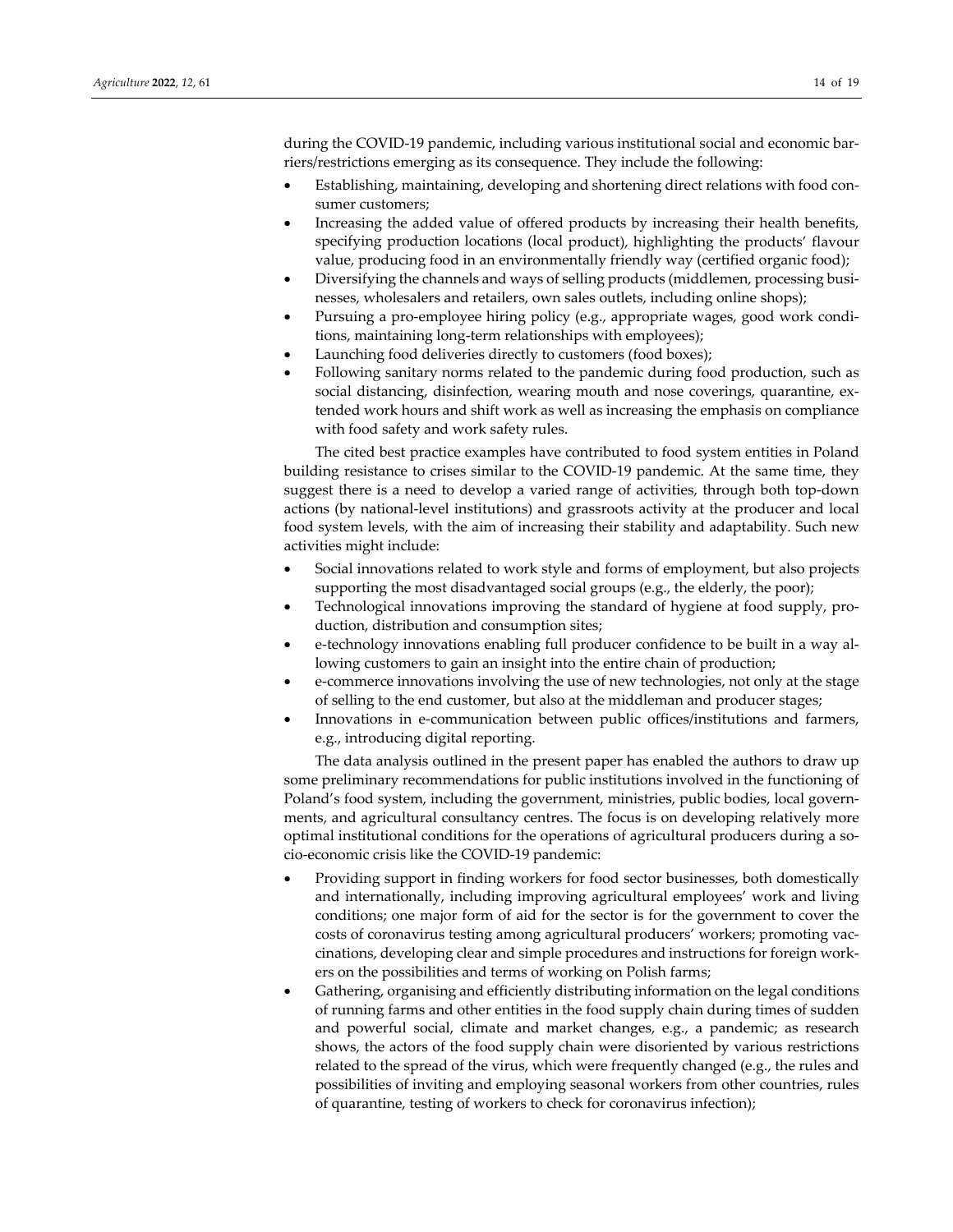during the COVID-19 pandemic, including various institutional social and economic barriers/restrictions emerging as its consequence. They include the following:

- Establishing, maintaining, developing and shortening direct relations with food consumer customers;
- Increasing the added value of offered products by increasing their health benefits, specifying production locations (local product), highlighting the products' flavour value, producing food in an environmentally friendly way (certified organic food);
- Diversifying the channels and ways of selling products (middlemen, processing businesses, wholesalers and retailers, own sales outlets, including online shops);
- Pursuing a pro-employee hiring policy (e.g., appropriate wages, good work conditions, maintaining long-term relationships with employees);
- Launching food deliveries directly to customers (food boxes);
- Following sanitary norms related to the pandemic during food production, such as social distancing, disinfection, wearing mouth and nose coverings, quarantine, extended work hours and shift work as well as increasing the emphasis on compliance with food safety and work safety rules.

The cited best practice examples have contributed to food system entities in Poland building resistance to crises similar to the COVID-19 pandemic. At the same time, they suggest there is a need to develop a varied range of activities, through both top-down actions (by national-level institutions) and grassroots activity at the producer and local food system levels, with the aim of increasing their stability and adaptability. Such new activities might include:

- Social innovations related to work style and forms of employment, but also projects supporting the most disadvantaged social groups (e.g., the elderly, the poor);
- Technological innovations improving the standard of hygiene at food supply, production, distribution and consumption sites;
- e-technology innovations enabling full producer confidence to be built in a way allowing customers to gain an insight into the entire chain of production;
- e-commerce innovations involving the use of new technologies, not only at the stage of selling to the end customer, but also at the middleman and producer stages;
- Innovations in e-communication between public offices/institutions and farmers, e.g., introducing digital reporting.

The data analysis outlined in the present paper has enabled the authors to draw up some preliminary recommendations for public institutions involved in the functioning of Poland's food system, including the government, ministries, public bodies, local governments, and agricultural consultancy centres. The focus is on developing relatively more optimal institutional conditions for the operations of agricultural producers during a socio-economic crisis like the COVID-19 pandemic:

- Providing support in finding workers for food sector businesses, both domestically and internationally, including improving agricultural employees' work and living conditions; one major form of aid for the sector is for the government to cover the costs of coronavirus testing among agricultural producers' workers; promoting vaccinations, developing clear and simple procedures and instructions for foreign workers on the possibilities and terms of working on Polish farms;
- Gathering, organising and efficiently distributing information on the legal conditions of running farms and other entities in the food supply chain during times of sudden and powerful social, climate and market changes, e.g., a pandemic; as research shows, the actors of the food supply chain were disoriented by various restrictions related to the spread of the virus, which were frequently changed (e.g., the rules and possibilities of inviting and employing seasonal workers from other countries, rules of quarantine, testing of workers to check for coronavirus infection);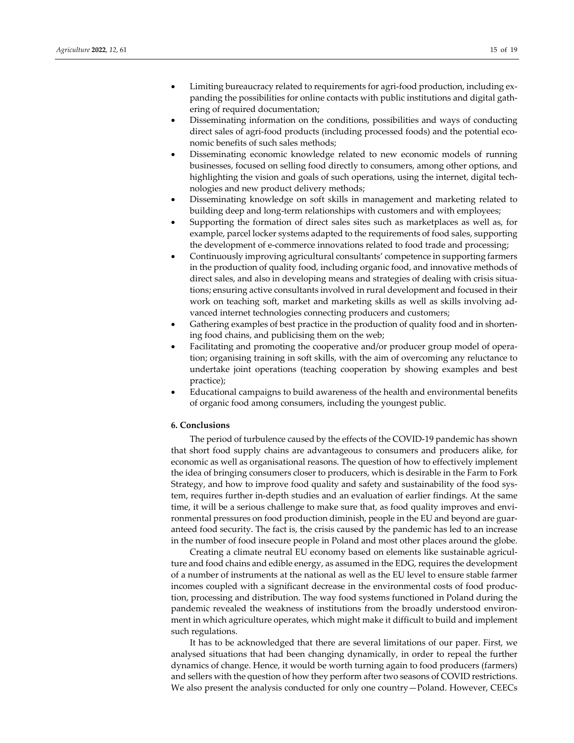- Limiting bureaucracy related to requirements for agri-food production, including expanding the possibilities for online contacts with public institutions and digital gathering of required documentation;
- Disseminating information on the conditions, possibilities and ways of conducting direct sales of agri-food products (including processed foods) and the potential economic benefits of such sales methods;
- Disseminating economic knowledge related to new economic models of running businesses, focused on selling food directly to consumers, among other options, and highlighting the vision and goals of such operations, using the internet, digital technologies and new product delivery methods;
- Disseminating knowledge on soft skills in management and marketing related to building deep and long-term relationships with customers and with employees;
- Supporting the formation of direct sales sites such as marketplaces as well as, for example, parcel locker systems adapted to the requirements of food sales, supporting the development of e-commerce innovations related to food trade and processing;
- Continuously improving agricultural consultants' competence in supporting farmers in the production of quality food, including organic food, and innovative methods of direct sales, and also in developing means and strategies of dealing with crisis situations; ensuring active consultants involved in rural development and focused in their work on teaching soft, market and marketing skills as well as skills involving advanced internet technologies connecting producers and customers;
- Gathering examples of best practice in the production of quality food and in shortening food chains, and publicising them on the web;
- Facilitating and promoting the cooperative and/or producer group model of operation; organising training in soft skills, with the aim of overcoming any reluctance to undertake joint operations (teaching cooperation by showing examples and best practice);
- Educational campaigns to build awareness of the health and environmental benefits of organic food among consumers, including the youngest public.

## 6. Conclusions

The period of turbulence caused by the effects of the COVID-19 pandemic has shown that short food supply chains are advantageous to consumers and producers alike, for economic as well as organisational reasons. The question of how to effectively implement the idea of bringing consumers closer to producers, which is desirable in the Farm to Fork Strategy, and how to improve food quality and safety and sustainability of the food system, requires further in-depth studies and an evaluation of earlier findings. At the same time, it will be a serious challenge to make sure that, as food quality improves and environmental pressures on food production diminish, people in the EU and beyond are guaranteed food security. The fact is, the crisis caused by the pandemic has led to an increase in the number of food insecure people in Poland and most other places around the globe.

Creating a climate neutral EU economy based on elements like sustainable agriculture and food chains and edible energy, as assumed in the EDG, requires the development of a number of instruments at the national as well as the EU level to ensure stable farmer incomes coupled with a significant decrease in the environmental costs of food production, processing and distribution. The way food systems functioned in Poland during the pandemic revealed the weakness of institutions from the broadly understood environment in which agriculture operates, which might make it difficult to build and implement such regulations.

It has to be acknowledged that there are several limitations of our paper. First, we analysed situations that had been changing dynamically, in order to repeal the further dynamics of change. Hence, it would be worth turning again to food producers (farmers) and sellers with the question of how they perform after two seasons of COVID restrictions. We also present the analysis conducted for only one country—Poland. However, CEECs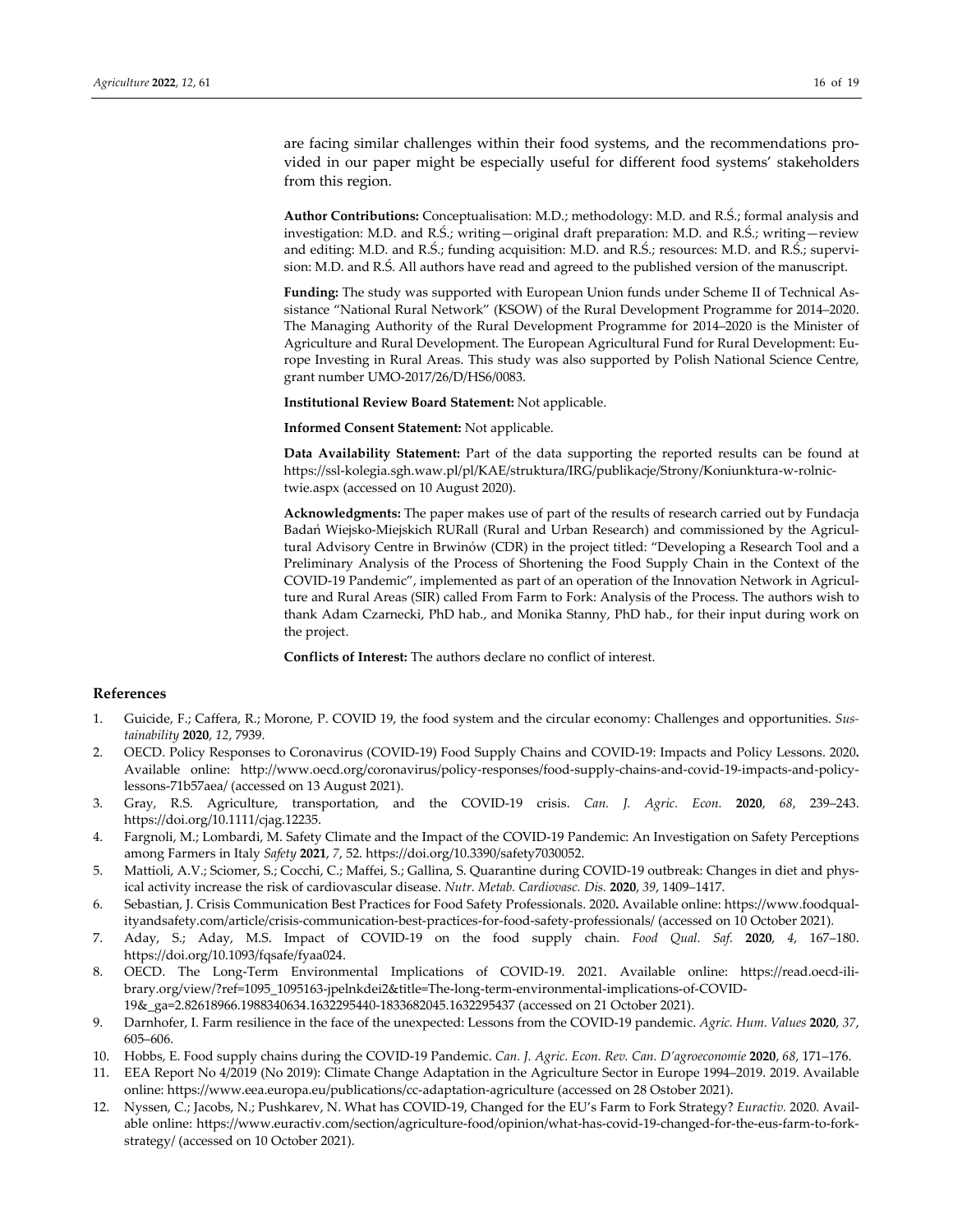are facing similar challenges within their food systems, and the recommendations provided in our paper might be especially useful for different food systems' stakeholders from this region.

**Author Contributions:** Conceptualisation: M.D.; methodology: M.D. and R.Ś.; formal analysis and investigation: M.D. and R.Ś.; writing—original draft preparation: M.D. and R.Ś.; writing—review and editing: M.D. and R.Ś.; funding acquisition: M.D. and R.Ś.; resources: M.D. and R.Ś.; supervision: M.D. and R.Ś. All authors have read and agreed to the published version of the manuscript.

**Funding:** The study was supported with European Union funds under Scheme II of Technical Assistance "National Rural Network" (KSOW) of the Rural Development Programme for 2014–2020. The Managing Authority of the Rural Development Programme for 2014–2020 is the Minister of Agriculture and Rural Development. The European Agricultural Fund for Rural Development: Europe Investing in Rural Areas. This study was also supported by Polish National Science Centre, grant number UMO-2017/26/D/HS6/0083.

**Institutional Review Board Statement:** Not applicable.

**Informed Consent Statement:** Not applicable.

**Data Availability Statement:** Part of the data supporting the reported results can be found at https://ssl-kolegia.sgh.waw.pl/pl/KAE/struktura/IRG/publikacje/Strony/Koniunktura-w-rolnictwie.aspx (accessed on 10 August 2020).

**Acknowledgments:** The paper makes use of part of the results of research carried out by Fundacja Badań Wiejsko-Miejskich RURall (Rural and Urban Research) and commissioned by the Agricultural Advisory Centre in Brwinów (CDR) in the project titled: "Developing a Research Tool and a Preliminary Analysis of the Process of Shortening the Food Supply Chain in the Context of the COVID-19 Pandemic", implemented as part of an operation of the Innovation Network in Agriculture and Rural Areas (SIR) called From Farm to Fork: Analysis of the Process. The authors wish to thank Adam Czarnecki, PhD hab., and Monika Stanny, PhD hab., for their input during work on the project.

**Conflicts of Interest:** The authors declare no conflict of interest.

## References

1. Guicide, F.; Caffera, R.; Morone, P. COVID 19, the food system and the circular economy: Challenges and opportunities. *Sustainability* **2020**, *12*, 7939.
2. OECD. Policy Responses to Coronavirus (COVID-19) Food Supply Chains and COVID-19: Impacts and Policy Lessons. 2020**.** Available online: http://www.oecd.org/coronavirus/policy-responses/food-supply-chains-and-covid-19-impacts-and-policy-lessons-71b57aea/ (accessed on 13 August 2021).
3. Gray, R.S. Agriculture, transportation, and the COVID-19 crisis. *Can. J. Agric. Econ.* **2020**, *68*, 239–243. https://doi.org/10.1111/cjag.12235.
4. Fargnoli, M.; Lombardi, M. Safety Climate and the Impact of the COVID-19 Pandemic: An Investigation on Safety Perceptions among Farmers in Italy *Safety* **2021**, *7*, 52. https://doi.org/10.3390/safety7030052.
5. Mattioli, A.V.; Sciomer, S.; Cocchi, C.; Maffei, S.; Gallina, S. Quarantine during COVID-19 outbreak: Changes in diet and physical activity increase the risk of cardiovascular disease. *Nutr. Metab. Cardiovasc. Dis.* **2020**, *39*, 1409–1417.
6. Sebastian, J. Crisis Communication Best Practices for Food Safety Professionals. 2020**.** Available online: https://www.foodqualityandsafety.com/article/crisis-communication-best-practices-for-food-safety-professionals/ (accessed on 10 October 2021).
7. Aday, S.; Aday, M.S. Impact of COVID-19 on the food supply chain. *Food Qual. Saf.* **2020**, *4*, 167–180. https://doi.org/10.1093/fqsafe/fyaa024.
8. OECD. The Long-Term Environmental Implications of COVID-19. 2021. Available online: https://read.oecd-ilibrary.org/view/?ref=1095_1095163-jpelnkdei2&title=The-long-term-environmental-implications-of-COVID-19&_ga=2.82618966.1988340634.1632295440-1833682045.1632295437 (accessed on 21 October 2021).
9. Darnhofer, I. Farm resilience in the face of the unexpected: Lessons from the COVID-19 pandemic. *Agric. Hum. Values* **2020**, *37*, 605–606.
10. Hobbs, E. Food supply chains during the COVID-19 Pandemic. *Can. J. Agric. Econ. Rev. Can. D'agroeconomie* **2020**, *68*, 171–176.
11. EEA Report No 4/2019 (No 2019): Climate Change Adaptation in the Agriculture Sector in Europe 1994–2019. 2019. Available online: https://www.eea.europa.eu/publications/cc-adaptation-agriculture (accessed on 28 Ostober 2021).
12. Nyssen, C.; Jacobs, N.; Pushkarev, N. What has COVID-19, Changed for the EU's Farm to Fork Strategy? *Euractiv.* 2020. Available online: https://www.euractiv.com/section/agriculture-food/opinion/what-has-covid-19-changed-for-the-eus-farm-to-fork-strategy/ (accessed on 10 October 2021).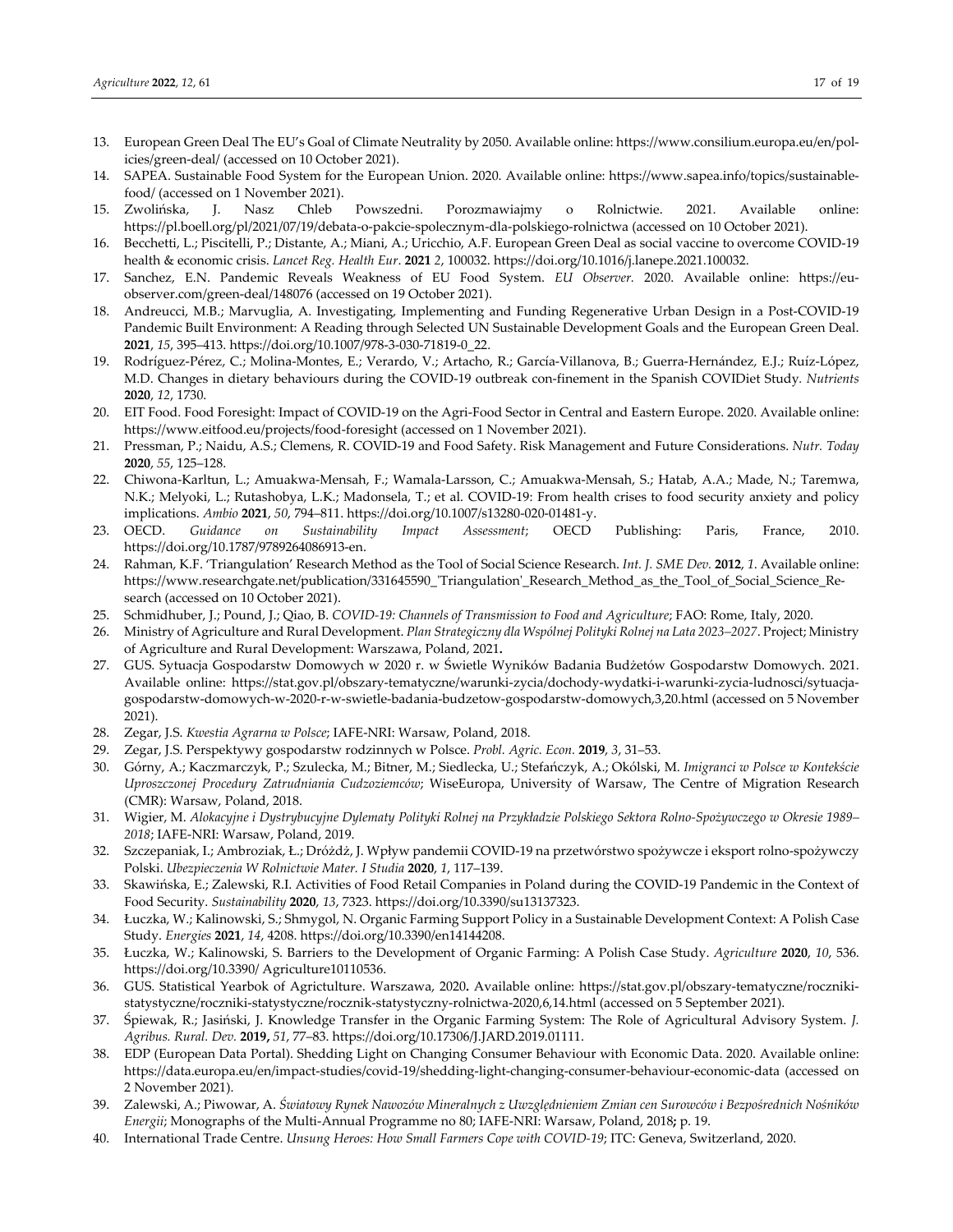13. European Green Deal The EU's Goal of Climate Neutrality by 2050. Available online: https://www.consilium.europa.eu/en/policies/green-deal/ (accessed on 10 October 2021).
14. SAPEA. Sustainable Food System for the European Union. 2020. Available online: https://www.sapea.info/topics/sustainable-food/ (accessed on 1 November 2021).
15. Zwolińska, J. Nasz Chleb Powszedni. Porozmawiajmy o Rolnictwie. 2021. Available online: https://pl.boell.org/pl/2021/07/19/debata-o-pakcie-spolecznym-dla-polskiego-rolnictwa (accessed on 10 October 2021).
16. Becchetti, L.; Piscitelli, P.; Distante, A.; Miani, A.; Uricchio, A.F. European Green Deal as social vaccine to overcome COVID-19 health & economic crisis. *Lancet Reg. Health Eur*. **2021** *2*, 100032. https://doi.org/10.1016/j.lanepe.2021.100032.
17. Sanchez, E.N. Pandemic Reveals Weakness of EU Food System. *EU Observer.* 2020. Available online: https://euobserver.com/green-deal/148076 (accessed on 19 October 2021).
18. Andreucci, M.B.; Marvuglia, A. Investigating, Implementing and Funding Regenerative Urban Design in a Post-COVID-19 Pandemic Built Environment: A Reading through Selected UN Sustainable Development Goals and the European Green Deal. **2021**, *15*, 395–413. https://doi.org/10.1007/978-3-030-71819-0_22.
19. Rodríguez-Pérez, C.; Molina-Montes, E.; Verardo, V.; Artacho, R.; García-Villanova, B.; Guerra-Hernández, E.J.; Ruíz-López, M.D. Changes in dietary behaviours during the COVID-19 outbreak con-finement in the Spanish COVIDiet Study. *Nutrients* **2020**, *12*, 1730.
20. EIT Food. Food Foresight: Impact of COVID-19 on the Agri-Food Sector in Central and Eastern Europe. 2020. Available online: https://www.eitfood.eu/projects/food-foresight (accessed on 1 November 2021).
21. Pressman, P.; Naidu, A.S.; Clemens, R. COVID-19 and Food Safety. Risk Management and Future Considerations. *Nutr. Today* **2020**, *55*, 125–128.
22. Chiwona-Karltun, L.; Amuakwa-Mensah, F.; Wamala-Larsson, C.; Amuakwa-Mensah, S.; Hatab, A.A.; Made, N.; Taremwa, N.K.; Melyoki, L.; Rutashobya, L.K.; Madonsela, T.; et al. COVID-19: From health crises to food security anxiety and policy implications. *Ambio* **2021**, *50*, 794–811. https://doi.org/10.1007/s13280-020-01481-y.
23. OECD. *Guidance on Sustainability Impact Assessment*; OECD Publishing: Paris, France, 2010. https://doi.org/10.1787/9789264086913-en.
24. Rahman, K.F. 'Triangulation' Research Method as the Tool of Social Science Research. *Int. J. SME Dev.* **2012**, *1*. Available online: https://www.researchgate.net/publication/331645590_'Triangulation'_Research_Method_as_the_Tool_of_Social_Science_Research (accessed on 10 October 2021).
25. Schmidhuber, J.; Pound, J.; Qiao, B. *COVID-19: Channels of Transmission to Food and Agriculture*; FAO: Rome, Italy, 2020.
26. Ministry of Agriculture and Rural Development. *Plan Strategiczny dla Wspólnej Polityki Rolnej na Lata 2023–2027*. Project; Ministry of Agriculture and Rural Development: Warszawa, Poland, 2021**.**
27. GUS. Sytuacja Gospodarstw Domowych w 2020 r. w Świetle Wyników Badania Budżetów Gospodarstw Domowych. 2021. Available online: https://stat.gov.pl/obszary-tematyczne/warunki-zycia/dochody-wydatki-i-warunki-zycia-ludnosci/sytuacja-gospodarstw-domowych-w-2020-r-w-swietle-badania-budzetow-gospodarstw-domowych,3,20.html (accessed on 5 November 2021).
28. Zegar, J.S. *Kwestia Agrarna w Polsce*; IAFE-NRI: Warsaw, Poland, 2018.
29. Zegar, J.S. Perspektywy gospodarstw rodzinnych w Polsce. *Probl. Agric. Econ.* **2019**, *3*, 31–53.
30. Górny, A.; Kaczmarczyk, P.; Szulecka, M.; Bitner, M.; Siedlecka, U.; Stefańczyk, A.; Okólski, M. *Imigranci w Polsce w Kontekście Uproszczonej Procedury Zatrudniania Cudzoziemców*; WiseEuropa, University of Warsaw, The Centre of Migration Research (CMR): Warsaw, Poland, 2018.
31. Wigier, M. *Alokacyjne i Dystrybucyjne Dylematy Polityki Rolnej na Przykładzie Polskiego Sektora Rolno-Spożywczego w Okresie 1989–2018*; IAFE-NRI: Warsaw, Poland, 2019.
32. Szczepaniak, I.; Ambroziak, Ł.; Dróżdż, J. Wpływ pandemii COVID-19 na przetwórstwo spożywcze i eksport rolno-spożywczy Polski. *Ubezpieczenia W Rolnictwie Mater. I Studia* **2020**, *1*, 117–139.
33. Skawińska, E.; Zalewski, R.I. Activities of Food Retail Companies in Poland during the COVID-19 Pandemic in the Context of Food Security. *Sustainability* **2020**, *13*, 7323. https://doi.org/10.3390/su13137323.
34. Łuczka, W.; Kalinowski, S.; Shmygol, N. Organic Farming Support Policy in a Sustainable Development Context: A Polish Case Study. *Energies* **2021**, *14*, 4208. https://doi.org/10.3390/en14144208.
35. Łuczka, W.; Kalinowski, S. Barriers to the Development of Organic Farming: A Polish Case Study. *Agriculture* **2020**, *10*, 536. https://doi.org/10.3390/ Agriculture10110536.
36. GUS. Statistical Yearbok of Agrictulture. Warszawa, 2020**.** Available online: https://stat.gov.pl/obszary-tematyczne/roczniki-statystyczne/roczniki-statystyczne/rocznik-statystyczny-rolnictwa-2020,6,14.html (accessed on 5 September 2021).
37. Śpiewak, R.; Jasiński, J. Knowledge Transfer in the Organic Farming System: The Role of Agricultural Advisory System. *J. Agribus. Rural. Dev.* **2019,** *51*, 77–83. https://doi.org/10.17306/J.JARD.2019.01111.
38. EDP (European Data Portal). Shedding Light on Changing Consumer Behaviour with Economic Data. 2020. Available online: https://data.europa.eu/en/impact-studies/covid-19/shedding-light-changing-consumer-behaviour-economic-data (accessed on 2 November 2021).
39. Zalewski, A.; Piwowar, A. *Światowy Rynek Nawozów Mineralnych z Uwzględnieniem Zmian cen Surowców i Bezpośrednich Nośników Energii*; Monographs of the Multi-Annual Programme no 80; IAFE-NRI: Warsaw, Poland, 2018**;** p. 19.
40. International Trade Centre. *Unsung Heroes: How Small Farmers Cope with COVID-19*; ITC: Geneva, Switzerland, 2020.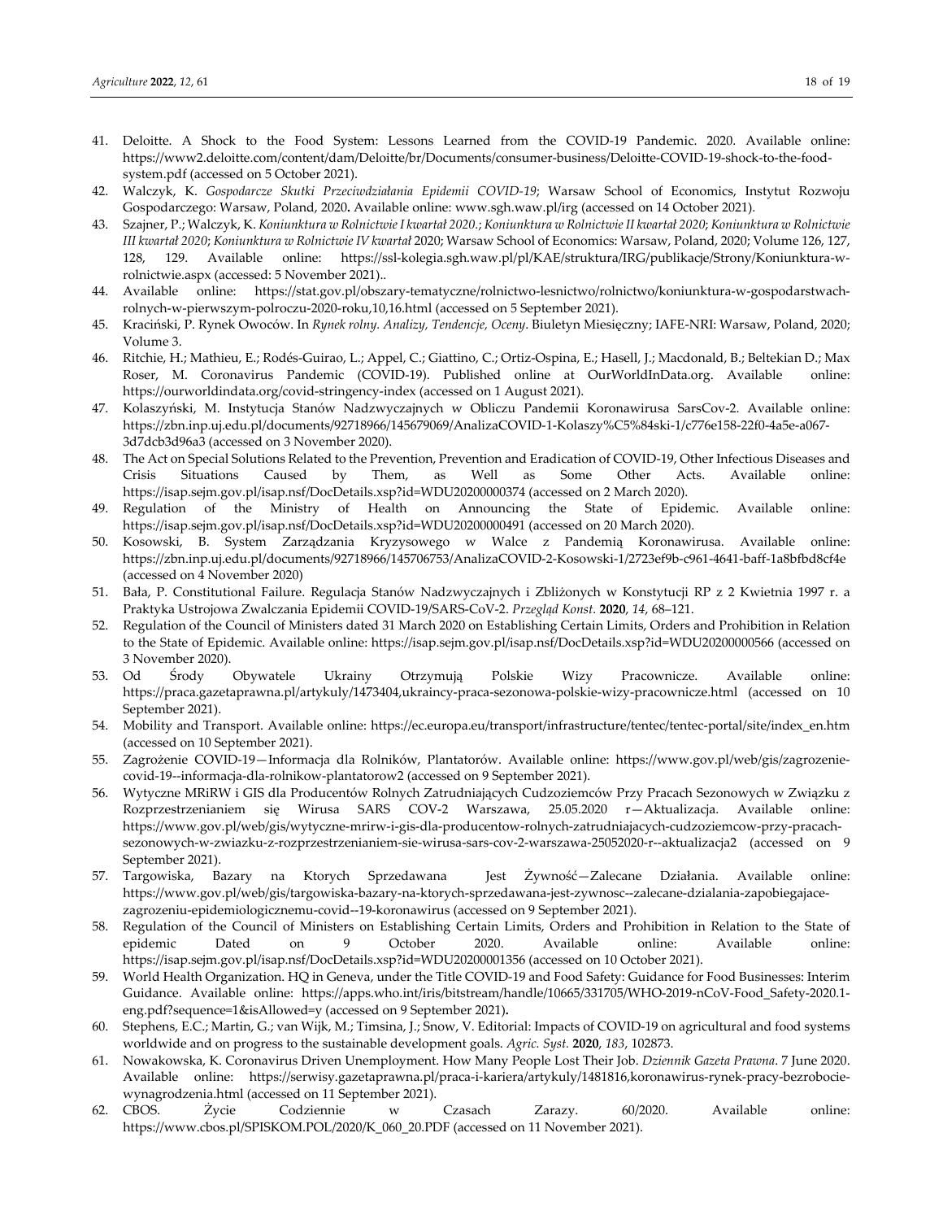41. Deloitte. A Shock to the Food System: Lessons Learned from the COVID-19 Pandemic. 2020. Available online: https://www2.deloitte.com/content/dam/Deloitte/br/Documents/consumer-business/Deloitte-COVID-19-shock-to-the-food-system.pdf (accessed on 5 October 2021).
42. Walczyk, K. *Gospodarcze Skutki Przeciwdziałania Epidemii COVID-19*; Warsaw School of Economics, Instytut Rozwoju Gospodarczego: Warsaw, Poland, 2020**.** Available online: www.sgh.waw.pl/irg (accessed on 14 October 2021).
43. Szajner, P.; Walczyk, K. *Koniunktura w Rolnictwie I kwartał 2020.*; *Koniunktura w Rolnictwie II kwartał 2020*; *Koniunktura w Rolnictwie III kwartał 2020*; *Koniunktura w Rolnictwie IV kwartał* 2020; Warsaw School of Economics: Warsaw, Poland, 2020; Volume 126, 127, 128, 129. Available online: https://ssl-kolegia.sgh.waw.pl/pl/KAE/struktura/IRG/publikacje/Strony/Koniunktura-w-rolnictwie.aspx (accessed: 5 November 2021)..
44. Available online: https://stat.gov.pl/obszary-tematyczne/rolnictwo-lesnictwo/rolnictwo/koniunktura-w-gospodarstwach-rolnych-w-pierwszym-polroczu-2020-roku,10,16.html (accessed on 5 September 2021).
45. Kraciński, P. Rynek Owoców. In *Rynek rolny. Analizy, Tendencje, Oceny*. Biuletyn Miesięczny; IAFE-NRI: Warsaw, Poland, 2020; Volume 3.
46. Ritchie, H.; Mathieu, E.; Rodés-Guirao, L.; Appel, C.; Giattino, C.; Ortiz-Ospina, E.; Hasell, J.; Macdonald, B.; Beltekian D.; Max Roser, M. Coronavirus Pandemic (COVID-19). Published online at OurWorldInData.org. Available online: https://ourworldindata.org/covid-stringency-index (accessed on 1 August 2021).
47. Kolaszyński, M. Instytucja Stanów Nadzwyczajnych w Obliczu Pandemii Koronawirusa SarsCov-2. Available online: https://zbn.inp.uj.edu.pl/documents/92718966/145679069/AnalizaCOVID-1-Kolaszy%C5%84ski-1/c776e158-22f0-4a5e-a067-3d7dcb3d96a3 (accessed on 3 November 2020).
48. The Act on Special Solutions Related to the Prevention, Prevention and Eradication of COVID-19, Other Infectious Diseases and Crisis Situations Caused by Them, as Well as Some Other Acts. Available online: https://isap.sejm.gov.pl/isap.nsf/DocDetails.xsp?id=WDU20200000374 (accessed on 2 March 2020).
49. Regulation of the Ministry of Health on Announcing the State of Epidemic. Available online: https://isap.sejm.gov.pl/isap.nsf/DocDetails.xsp?id=WDU20200000491 (accessed on 20 March 2020).
50. Kosowski, B. System Zarządzania Kryzysowego w Walce z Pandemią Koronawirusa. Available online: https://zbn.inp.uj.edu.pl/documents/92718966/145706753/AnalizaCOVID-2-Kosowski-1/2723ef9b-c961-4641-baff-1a8bfbd8cf4e (accessed on 4 November 2020)
51. Bała, P. Constitutional Failure. Regulacja Stanów Nadzwyczajnych i Zbliżonych w Konstytucji RP z 2 Kwietnia 1997 r. a Praktyka Ustrojowa Zwalczania Epidemii COVID-19/SARS-CoV-2. *Przegląd Konst.* **2020**, *14*, 68–121.
52. Regulation of the Council of Ministers dated 31 March 2020 on Establishing Certain Limits, Orders and Prohibition in Relation to the State of Epidemic. Available online: https://isap.sejm.gov.pl/isap.nsf/DocDetails.xsp?id=WDU20200000566 (accessed on 3 November 2020).
53. Od Środy Obywatele Ukrainy Otrzymują Polskie Wizy Pracownicze. Available online: https://praca.gazetaprawna.pl/artykuly/1473404,ukraincy-praca-sezonowa-polskie-wizy-pracownicze.html (accessed on 10 September 2021).
54. Mobility and Transport. Available online: https://ec.europa.eu/transport/infrastructure/tentec/tentec-portal/site/index_en.htm (accessed on 10 September 2021).
55. Zagrożenie COVID-19—Informacja dla Rolników, Plantatorów. Available online: https://www.gov.pl/web/gis/zagrozenie-covid-19--informacja-dla-rolnikow-plantatorow2 (accessed on 9 September 2021).
56. Wytyczne MRiRW i GIS dla Producentów Rolnych Zatrudniających Cudzoziemców Przy Pracach Sezonowych w Związku z Rozprzestrzenianiem się Wirusa SARS COV-2 Warszawa, 25.05.2020 r—Aktualizacja. Available online: https://www.gov.pl/web/gis/wytyczne-mrirw-i-gis-dla-producentow-rolnych-zatrudniajacych-cudzoziemcow-przy-pracach-sezonowych-w-zwiazku-z-rozprzestrzenianiem-sie-wirusa-sars-cov-2-warszawa-25052020-r--aktualizacja2 (accessed on 9 September 2021).
57. Targowiska, Bazary na Ktorych Sprzedawana Jest Żywność—Zalecane Działania. Available online: https://www.gov.pl/web/gis/targowiska-bazary-na-ktorych-sprzedawana-jest-zywnosc--zalecane-dzialania-zapobiegajace-zagrozeniu-epidemiologicznemu-covid--19-koronawirus (accessed on 9 September 2021).
58. Regulation of the Council of Ministers on Establishing Certain Limits, Orders and Prohibition in Relation to the State of epidemic Dated on 9 October 2020. Available online: Available online: https://isap.sejm.gov.pl/isap.nsf/DocDetails.xsp?id=WDU20200001356 (accessed on 10 October 2021).
59. World Health Organization. HQ in Geneva, under the Title COVID-19 and Food Safety: Guidance for Food Businesses: Interim Guidance. Available online: https://apps.who.int/iris/bitstream/handle/10665/331705/WHO-2019-nCoV-Food_Safety-2020.1-eng.pdf?sequence=1&isAllowed=y (accessed on 9 September 2021)**.**
60. Stephens, E.C.; Martin, G.; van Wijk, M.; Timsina, J.; Snow, V. Editorial: Impacts of COVID-19 on agricultural and food systems worldwide and on progress to the sustainable development goals. *Agric. Syst.* **2020**, *183*, 102873.
61. Nowakowska, K. Coronavirus Driven Unemployment. How Many People Lost Their Job. *Dziennik Gazeta Prawna*. 7 June 2020. Available online: https://serwisy.gazetaprawna.pl/praca-i-kariera/artykuly/1481816,koronawirus-rynek-pracy-bezrobocie-wynagrodzenia.html (accessed on 11 September 2021).
62. CBOS. Życie Codziennie w Czasach Zarazy. 60/2020. Available online: https://www.cbos.pl/SPISKOM.POL/2020/K_060_20.PDF (accessed on 11 November 2021).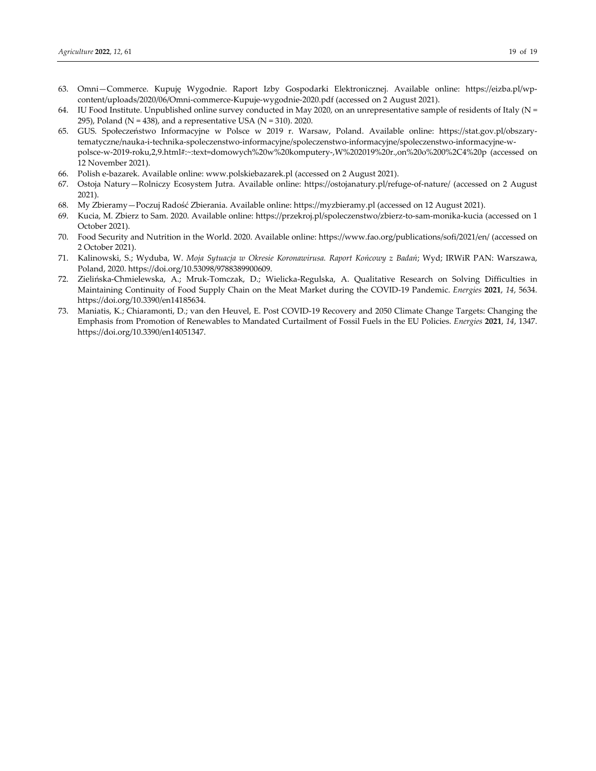63. Omni—Commerce. Kupuję Wygodnie. Raport Izby Gospodarki Elektronicznej. Available online: https://eizba.pl/wp-content/uploads/2020/06/Omni-commerce-Kupuje-wygodnie-2020.pdf (accessed on 2 August 2021).
64. IU Food Institute. Unpublished online survey conducted in May 2020, on an unrepresentative sample of residents of Italy (N = 295), Poland (N = 438), and a representative USA (N = 310). 2020.
65. GUS. Społeczeństwo Informacyjne w Polsce w 2019 r. Warsaw, Poland. Available online: https://stat.gov.pl/obszary-tematyczne/nauka-i-technika-spoleczenstwo-informacyjne/spoleczenstwo-informacyjne/spoleczenstwo-informacyjne-w-polsce-w-2019-roku,2,9.html#:~:text=domowych%20w%20komputery-,W%202019%20r.,on%20o%200%2C4%20p (accessed on 12 November 2021).
66. Polish e-bazarek. Available online: www.polskiebazarek.pl (accessed on 2 August 2021).
67. Ostoja Natury—Rolniczy Ecosystem Jutra. Available online: https://ostojanatury.pl/refuge-of-nature/ (accessed on 2 August 2021).
68. My Zbieramy—Poczuj Radość Zbierania. Available online: https://myzbieramy.pl (accessed on 12 August 2021).
69. Kucia, M. Zbierz to Sam. 2020. Available online: https://przekroj.pl/spoleczenstwo/zbierz-to-sam-monika-kucia (accessed on 1 October 2021).
70. Food Security and Nutrition in the World. 2020. Available online: https://www.fao.org/publications/sofi/2021/en/ (accessed on 2 October 2021).
71. Kalinowski, S.; Wyduba, W. *Moja Sytuacja w Okresie Koronawirusa. Raport Końcowy z Badań*; Wyd; IRWiR PAN: Warszawa, Poland, 2020. https://doi.org/10.53098/9788389900609.
72. Zielińska-Chmielewska, A.; Mruk-Tomczak, D.; Wielicka-Regulska, A. Qualitative Research on Solving Difficulties in Maintaining Continuity of Food Supply Chain on the Meat Market during the COVID-19 Pandemic. *Energies* **2021**, *14*, 5634. https://doi.org/10.3390/en14185634.
73. Maniatis, K.; Chiaramonti, D.; van den Heuvel, E. Post COVID-19 Recovery and 2050 Climate Change Targets: Changing the Emphasis from Promotion of Renewables to Mandated Curtailment of Fossil Fuels in the EU Policies. *Energies* **2021**, *14*, 1347. https://doi.org/10.3390/en14051347.